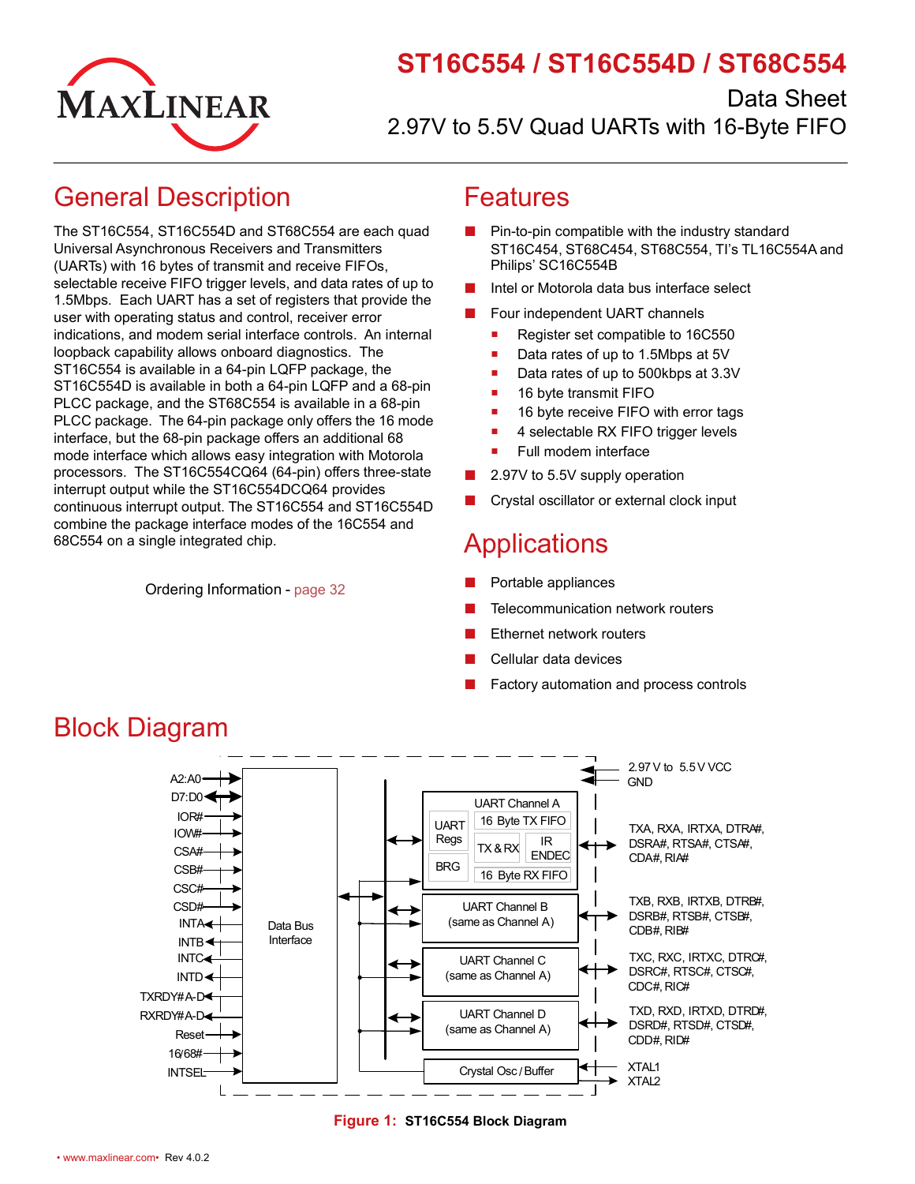# ST16C554 / ST16C554D / ST68C554

Data Sheet

2.97V to 5.5V Quad UARTs with 16-Byte FIFO

## General Description

The ST16C554, ST16C554D and ST68C554 are each quad Universal Asynchronous Receivers and Transmitters (UARTs) with 16 bytes of transmit and receive FIFOs, selectable receive FIFO trigger levels, and data rates of up to 1.5Mbps. Each UART has a set of registers that provide the user with operating status and control, receiver error indications, and modem serial interface controls. An internal loopback capability allows onboard diagnostics. The ST16C554 is available in a 64-pin LQFP package, the ST16C554D is available in both a 64-pin LQFP and a 68-pin PLCC package, and the ST68C554 is available in a 68-pin PLCC package. The 64-pin package only offers the 16 mode interface, but the 68-pin package offers an additional 68 mode interface which allows easy integration with Motorola processors. The ST16C554CQ64 (64-pin) offers three-state interrupt output while the ST16C554DCQ64 provides continuous interrupt output. The ST16C554 and ST16C554D combine the package interface modes of the 16C554 and 68C554 on a single integrated chip.

Ordering Information - page 32

## Features

- Pin-to-pin compatible with the industry standard ST16C454, ST68C454, ST68C554, TI's TL16C554A and Philips' SC16C554B
- Intel or Motorola data bus interface select
- Four independent UART channels
  - Register set compatible to 16C550
  - Data rates of up to 1.5Mbps at 5V
  - Data rates of up to 500kbps at 3.3V
  - 16 byte transmit FIFO
  - 16 byte receive FIFO with error tags
  - 4 selectable RX FIFO trigger levels
  - Full modem interface
- 2.97V to 5.5V supply operation
- Crystal oscillator or external clock input

## Applications

- Portable appliances
- Telecommunication network routers
- Ethernet network routers
- Cellular data devices
- Factory automation and process controls

## Block Diagram

Figure 1: ST16C554 Block Diagram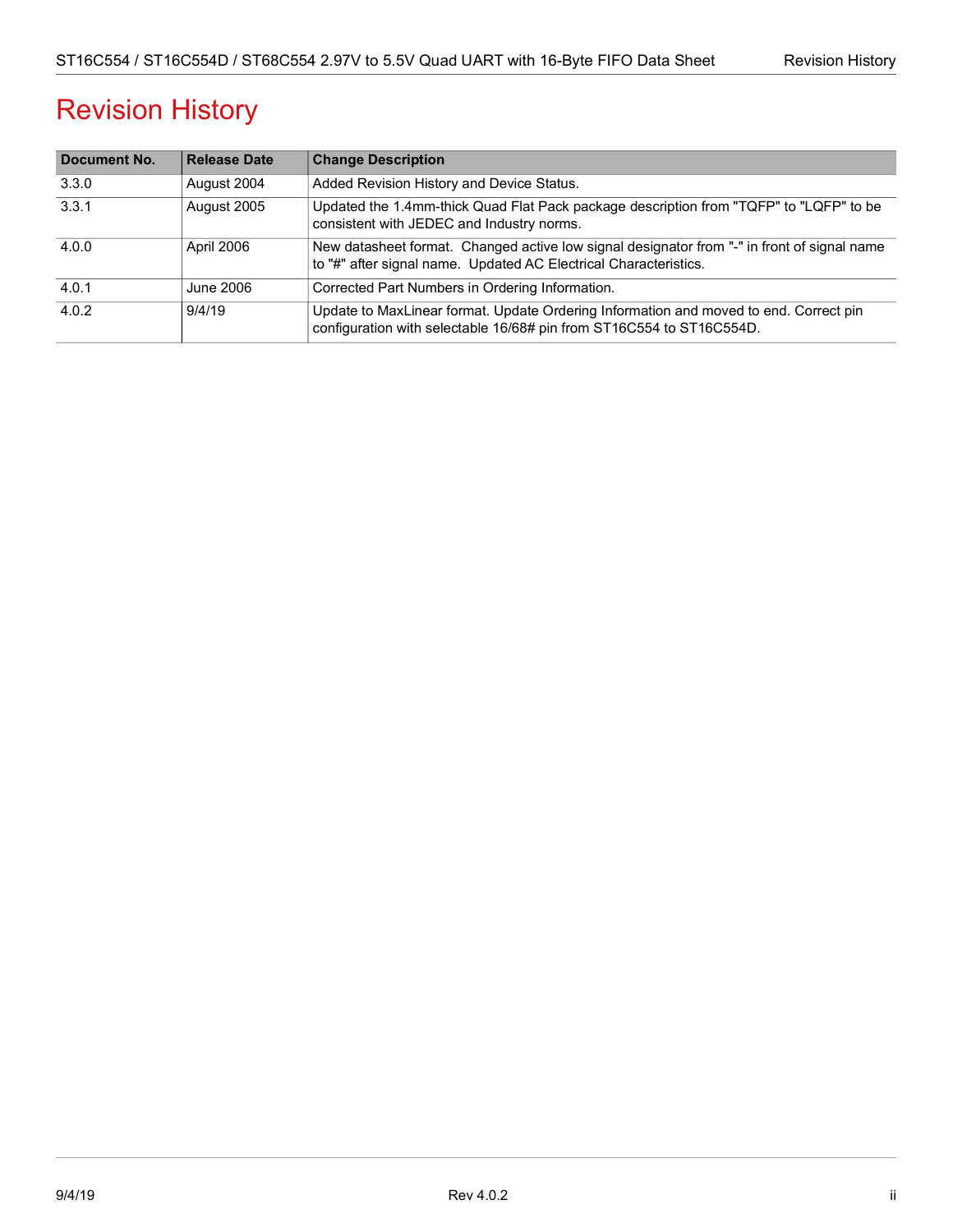# Revision History

| Document No. | Release Date | Change Description |
|---|---|---|
| 3.3.0 | August 2004 | Added Revision History and Device Status. |
| 3.3.1 | August 2005 | Updated the 1.4mm-thick Quad Flat Pack package description from "TQFP" to "LQFP" to be consistent with JEDEC and Industry norms. |
| 4.0.0 | April 2006 | New datasheet format. Changed active low signal designator from "-" in front of signal name to "#" after signal name. Updated AC Electrical Characteristics. |
| 4.0.1 | June 2006 | Corrected Part Numbers in Ordering Information. |
| 4.0.2 | 9/4/19 | Update to MaxLinear format. Update Ordering Information and moved to end. Correct pin configuration with selectable 16/68# pin from ST16C554 to ST16C554D. |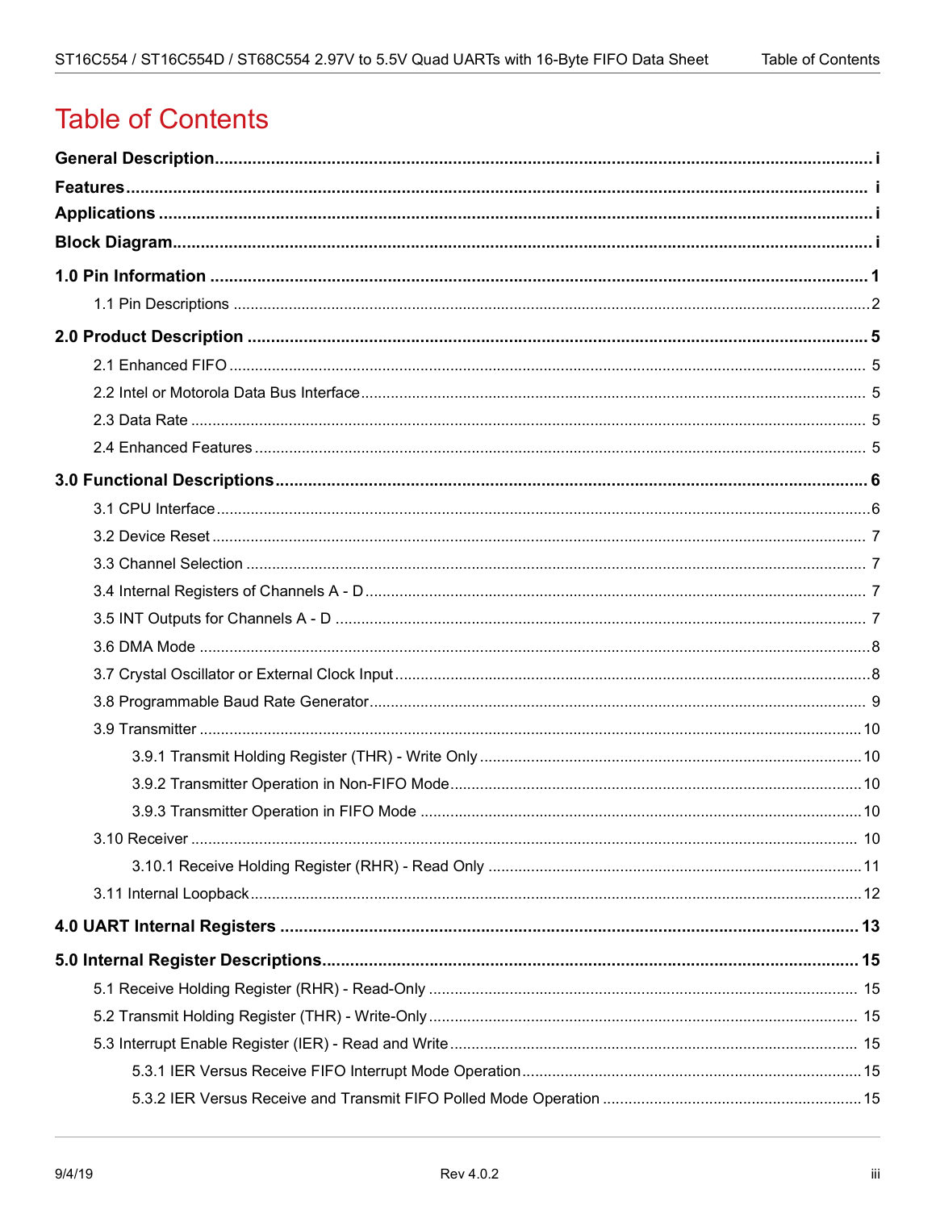# Table of Contents

**General Description** ... i

**Features** ... i

**Applications** ... i

**Block Diagram** ... i

**1.0 Pin Information** ... 1

- 1.1 Pin Descriptions ... 2

**2.0 Product Description** ... 5

- 2.1 Enhanced FIFO ... 5
- 2.2 Intel or Motorola Data Bus Interface ... 5
- 2.3 Data Rate ... 5
- 2.4 Enhanced Features ... 5

**3.0 Functional Descriptions** ... 6

- 3.1 CPU Interface ... 6
- 3.2 Device Reset ... 7
- 3.3 Channel Selection ... 7
- 3.4 Internal Registers of Channels A - D ... 7
- 3.5 INT Outputs for Channels A - D ... 7
- 3.6 DMA Mode ... 8
- 3.7 Crystal Oscillator or External Clock Input ... 8
- 3.8 Programmable Baud Rate Generator ... 9
- 3.9 Transmitter ... 10
  - 3.9.1 Transmit Holding Register (THR) - Write Only ... 10
  - 3.9.2 Transmitter Operation in Non-FIFO Mode ... 10
  - 3.9.3 Transmitter Operation in FIFO Mode ... 10
- 3.10 Receiver ... 10
  - 3.10.1 Receive Holding Register (RHR) - Read Only ... 11
- 3.11 Internal Loopback ... 12

**4.0 UART Internal Registers** ... 13

**5.0 Internal Register Descriptions** ... 15

- 5.1 Receive Holding Register (RHR) - Read-Only ... 15
- 5.2 Transmit Holding Register (THR) - Write-Only ... 15
- 5.3 Interrupt Enable Register (IER) - Read and Write ... 15
  - 5.3.1 IER Versus Receive FIFO Interrupt Mode Operation ... 15
  - 5.3.2 IER Versus Receive and Transmit FIFO Polled Mode Operation ... 15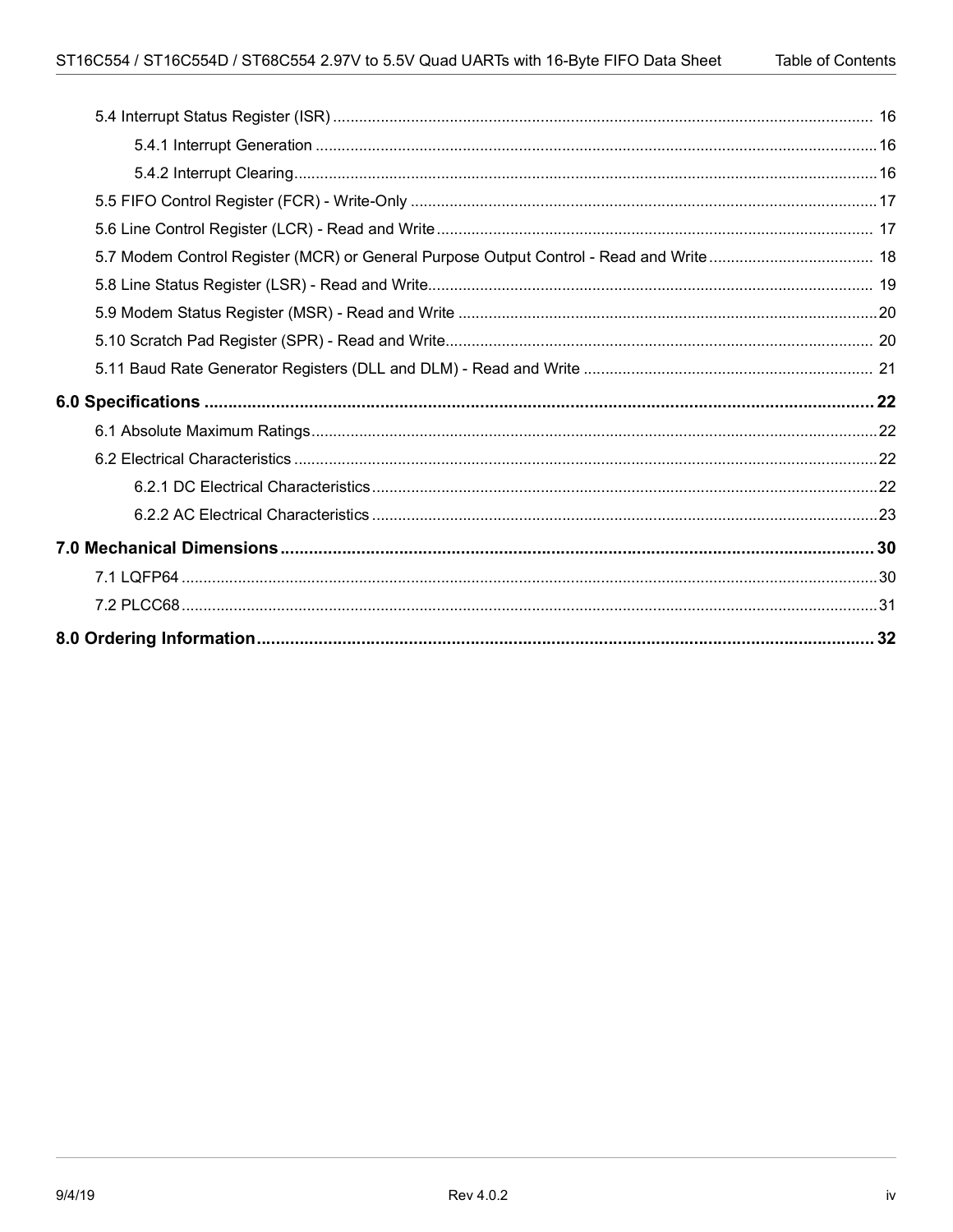5.4 Interrupt Status Register (ISR) ............................................................................................................ 16

5.4.1 Interrupt Generation ................................................................................................................. 16

5.4.2 Interrupt Clearing ...................................................................................................................... 16

5.5 FIFO Control Register (FCR) - Write-Only ........................................................................................... 17

5.6 Line Control Register (LCR) - Read and Write .................................................................................... 17

5.7 Modem Control Register (MCR) or General Purpose Output Control - Read and Write ...................................... 18

5.8 Line Status Register (LSR) - Read and Write....................................................................................... 19

5.9 Modem Status Register (MSR) - Read and Write ................................................................................ 20

5.10 Scratch Pad Register (SPR) - Read and Write.................................................................................. 20

5.11 Baud Rate Generator Registers (DLL and DLM) - Read and Write .................................................. 21

**6.0 Specifications ............................................................................................................................. 22**

6.1 Absolute Maximum Ratings .................................................................................................................. 22

6.2 Electrical Characteristics ...................................................................................................................... 22

6.2.1 DC Electrical Characteristics ..................................................................................................... 22

6.2.2 AC Electrical Characteristics ..................................................................................................... 23

**7.0 Mechanical Dimensions ............................................................................................................. 30**

7.1 LQFP64 ................................................................................................................................................ 30

7.2 PLCC68 ................................................................................................................................................ 31

**8.0 Ordering Information .................................................................................................................. 32**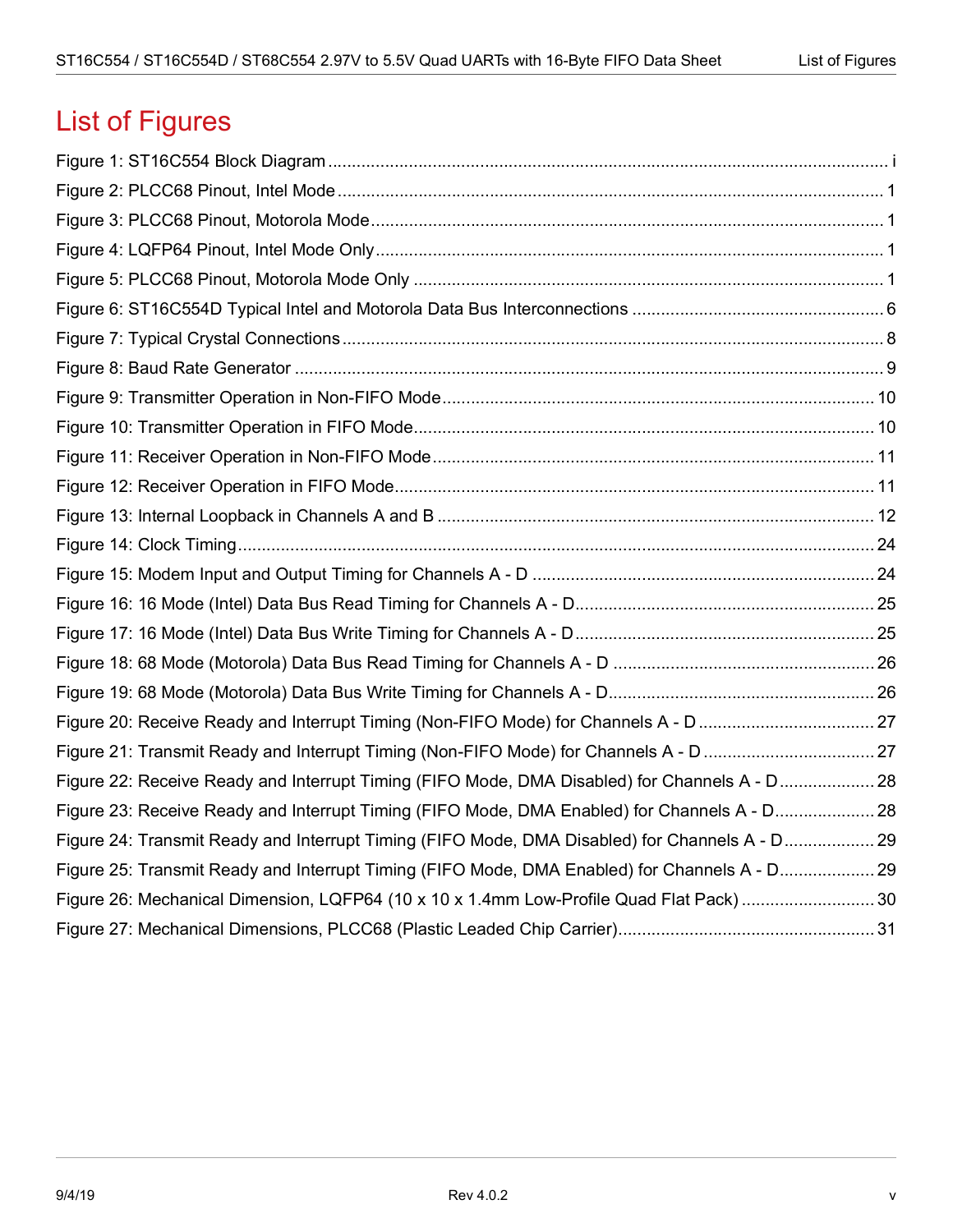# List of Figures

Figure 1: ST16C554 Block Diagram ..... i
Figure 2: PLCC68 Pinout, Intel Mode ..... 1
Figure 3: PLCC68 Pinout, Motorola Mode ..... 1
Figure 4: LQFP64 Pinout, Intel Mode Only ..... 1
Figure 5: PLCC68 Pinout, Motorola Mode Only ..... 1
Figure 6: ST16C554D Typical Intel and Motorola Data Bus Interconnections ..... 6
Figure 7: Typical Crystal Connections ..... 8
Figure 8: Baud Rate Generator ..... 9
Figure 9: Transmitter Operation in Non-FIFO Mode ..... 10
Figure 10: Transmitter Operation in FIFO Mode ..... 10
Figure 11: Receiver Operation in Non-FIFO Mode ..... 11
Figure 12: Receiver Operation in FIFO Mode ..... 11
Figure 13: Internal Loopback in Channels A and B ..... 12
Figure 14: Clock Timing ..... 24
Figure 15: Modem Input and Output Timing for Channels A - D ..... 24
Figure 16: 16 Mode (Intel) Data Bus Read Timing for Channels A - D ..... 25
Figure 17: 16 Mode (Intel) Data Bus Write Timing for Channels A - D ..... 25
Figure 18: 68 Mode (Motorola) Data Bus Read Timing for Channels A - D ..... 26
Figure 19: 68 Mode (Motorola) Data Bus Write Timing for Channels A - D ..... 26
Figure 20: Receive Ready and Interrupt Timing (Non-FIFO Mode) for Channels A - D ..... 27
Figure 21: Transmit Ready and Interrupt Timing (Non-FIFO Mode) for Channels A - D ..... 27
Figure 22: Receive Ready and Interrupt Timing (FIFO Mode, DMA Disabled) for Channels A - D ..... 28
Figure 23: Receive Ready and Interrupt Timing (FIFO Mode, DMA Enabled) for Channels A - D ..... 28
Figure 24: Transmit Ready and Interrupt Timing (FIFO Mode, DMA Disabled) for Channels A - D ..... 29
Figure 25: Transmit Ready and Interrupt Timing (FIFO Mode, DMA Enabled) for Channels A - D ..... 29
Figure 26: Mechanical Dimension, LQFP64 (10 x 10 x 1.4mm Low-Profile Quad Flat Pack) ..... 30
Figure 27: Mechanical Dimensions, PLCC68 (Plastic Leaded Chip Carrier) ..... 31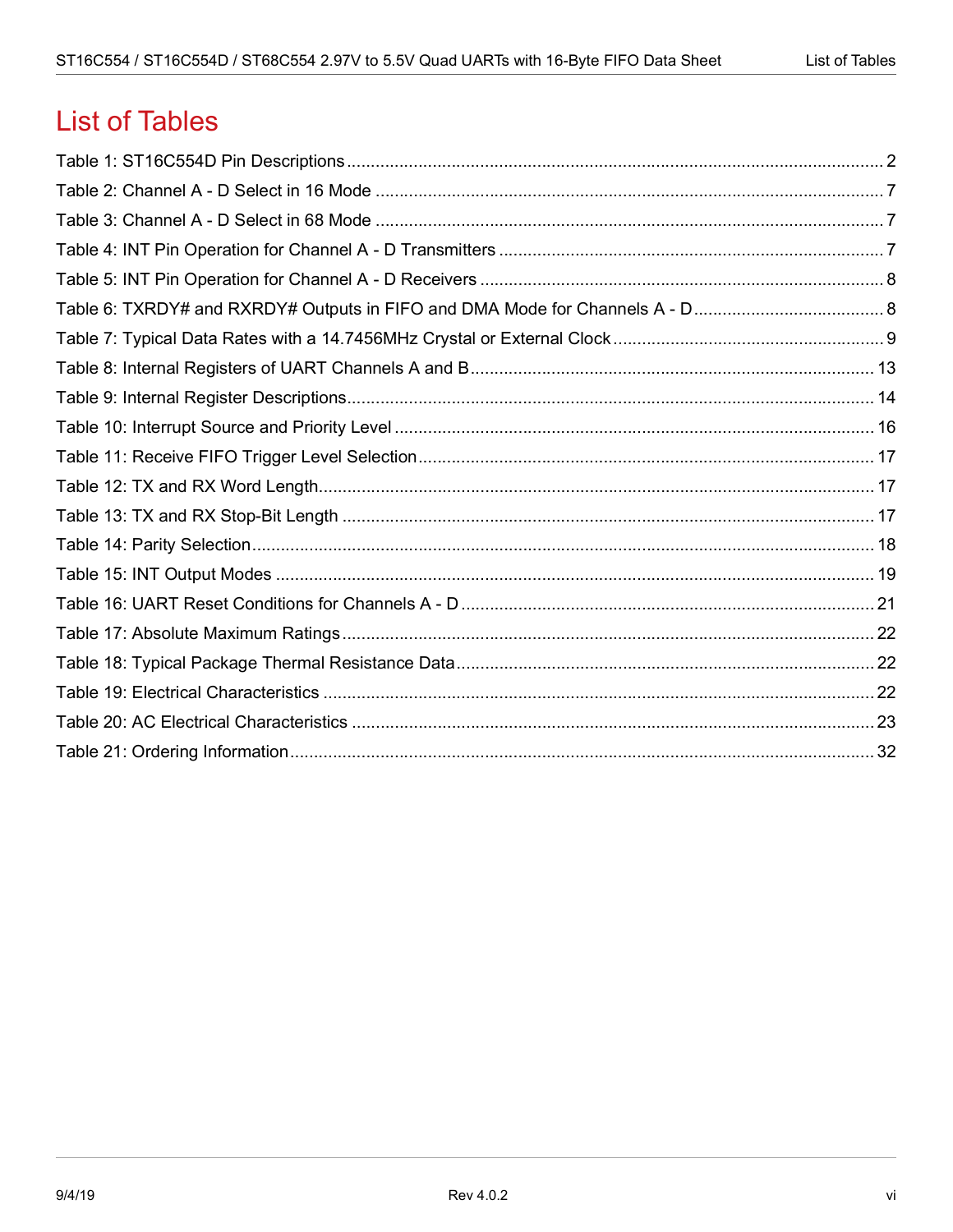# List of Tables

Table 1: ST16C554D Pin Descriptions ..... 2
Table 2: Channel A - D Select in 16 Mode ..... 7
Table 3: Channel A - D Select in 68 Mode ..... 7
Table 4: INT Pin Operation for Channel A - D Transmitters ..... 7
Table 5: INT Pin Operation for Channel A - D Receivers ..... 8
Table 6: TXRDY# and RXRDY# Outputs in FIFO and DMA Mode for Channels A - D ..... 8
Table 7: Typical Data Rates with a 14.7456MHz Crystal or External Clock ..... 9
Table 8: Internal Registers of UART Channels A and B ..... 13
Table 9: Internal Register Descriptions ..... 14
Table 10: Interrupt Source and Priority Level ..... 16
Table 11: Receive FIFO Trigger Level Selection ..... 17
Table 12: TX and RX Word Length ..... 17
Table 13: TX and RX Stop-Bit Length ..... 17
Table 14: Parity Selection ..... 18
Table 15: INT Output Modes ..... 19
Table 16: UART Reset Conditions for Channels A - D ..... 21
Table 17: Absolute Maximum Ratings ..... 22
Table 18: Typical Package Thermal Resistance Data ..... 22
Table 19: Electrical Characteristics ..... 22
Table 20: AC Electrical Characteristics ..... 23
Table 21: Ordering Information ..... 32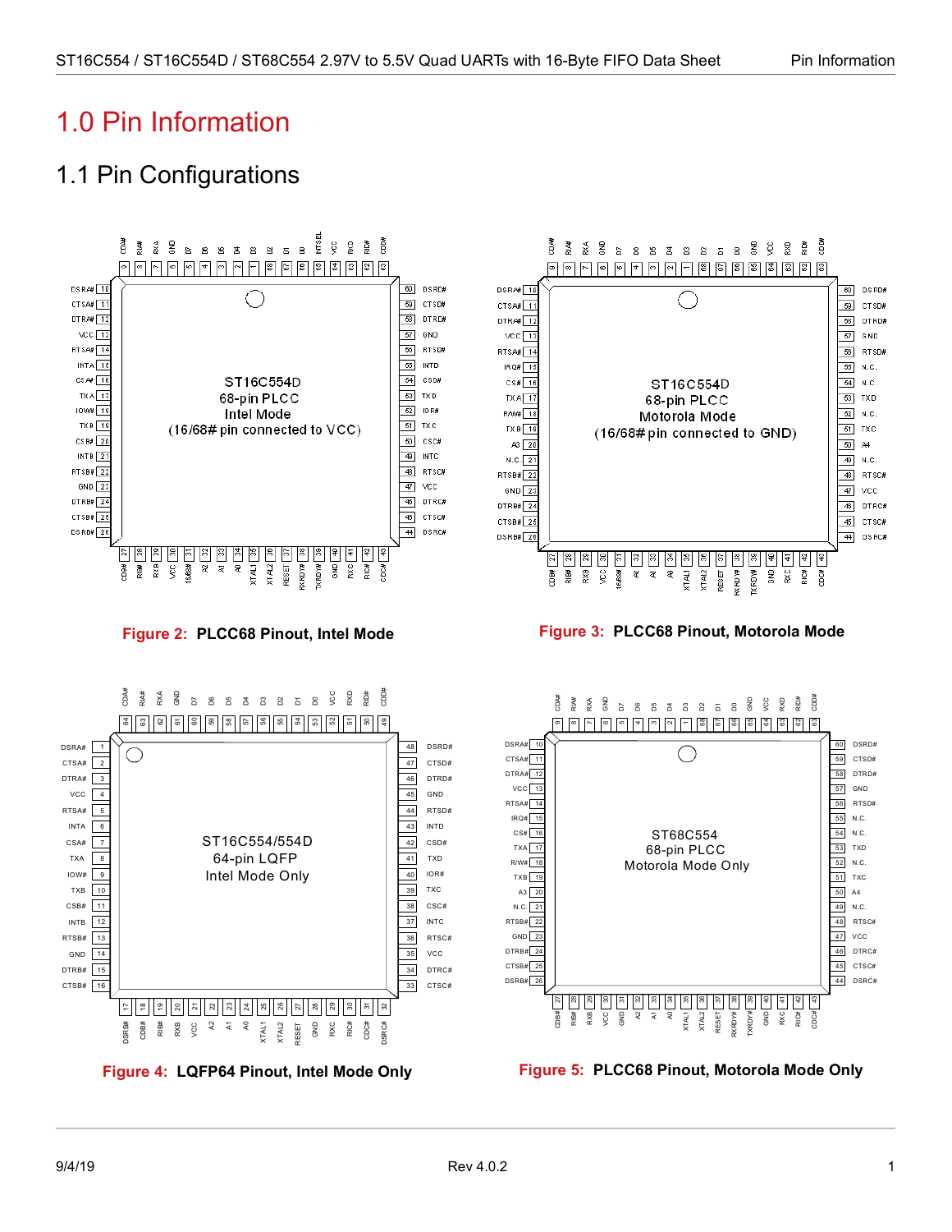# 1.0 Pin Information

## 1.1 Pin Configurations

Figure 2: **PLCC68 Pinout, Intel Mode**

Figure 3: **PLCC68 Pinout, Motorola Mode**

Figure 4: **LQFP64 Pinout, Intel Mode Only**

Figure 5: **PLCC68 Pinout, Motorola Mode Only**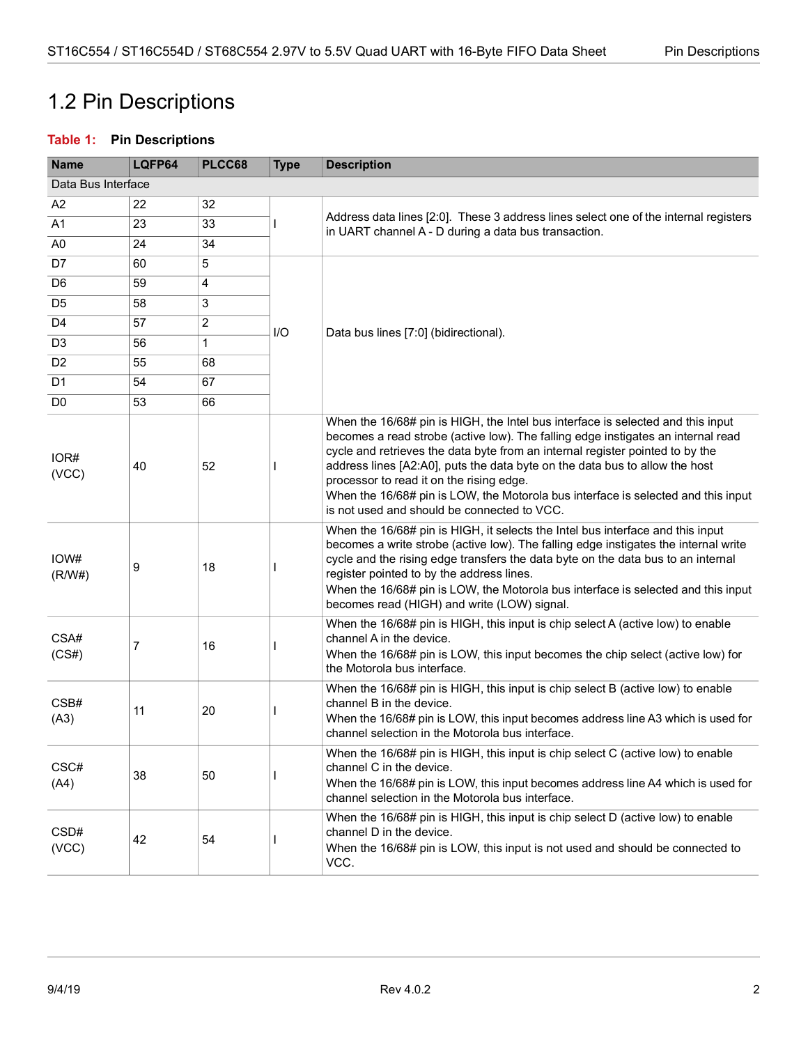## 1.2 Pin Descriptions

**Table 1: Pin Descriptions**

| Name | LQFP64 | PLCC68 | Type | Description |
|---|---|---|---|---|
| Data Bus Interface | | | | |
| A2 | 22 | 32 | I | Address data lines [2:0]. These 3 address lines select one of the internal registers in UART channel A - D during a data bus transaction. |
| A1 | 23 | 33 | | |
| A0 | 24 | 34 | | |
| D7 | 60 | 5 | I/O | Data bus lines [7:0] (bidirectional). |
| D6 | 59 | 4 | | |
| D5 | 58 | 3 | | |
| D4 | 57 | 2 | | |
| D3 | 56 | 1 | | |
| D2 | 55 | 68 | | |
| D1 | 54 | 67 | | |
| D0 | 53 | 66 | | |
| IOR# (VCC) | 40 | 52 | I | When the 16/68# pin is HIGH, the Intel bus interface is selected and this input becomes a read strobe (active low). The falling edge instigates an internal read cycle and retrieves the data byte from an internal register pointed to by the address lines [A2:A0], puts the data byte on the data bus to allow the host processor to read it on the rising edge. When the 16/68# pin is LOW, the Motorola bus interface is selected and this input is not used and should be connected to VCC. |
| IOW# (R/W#) | 9 | 18 | I | When the 16/68# pin is HIGH, it selects the Intel bus interface and this input becomes a write strobe (active low). The falling edge instigates the internal write cycle and the rising edge transfers the data byte on the data bus to an internal register pointed to by the address lines. When the 16/68# pin is LOW, the Motorola bus interface is selected and this input becomes read (HIGH) and write (LOW) signal. |
| CSA# (CS#) | 7 | 16 | I | When the 16/68# pin is HIGH, this input is chip select A (active low) to enable channel A in the device. When the 16/68# pin is LOW, this input becomes the chip select (active low) for the Motorola bus interface. |
| CSB# (A3) | 11 | 20 | I | When the 16/68# pin is HIGH, this input is chip select B (active low) to enable channel B in the device. When the 16/68# pin is LOW, this input becomes address line A3 which is used for channel selection in the Motorola bus interface. |
| CSC# (A4) | 38 | 50 | I | When the 16/68# pin is HIGH, this input is chip select C (active low) to enable channel C in the device. When the 16/68# pin is LOW, this input becomes address line A4 which is used for channel selection in the Motorola bus interface. |
| CSD# (VCC) | 42 | 54 | I | When the 16/68# pin is HIGH, this input is chip select D (active low) to enable channel D in the device. When the 16/68# pin is LOW, this input is not used and should be connected to VCC. |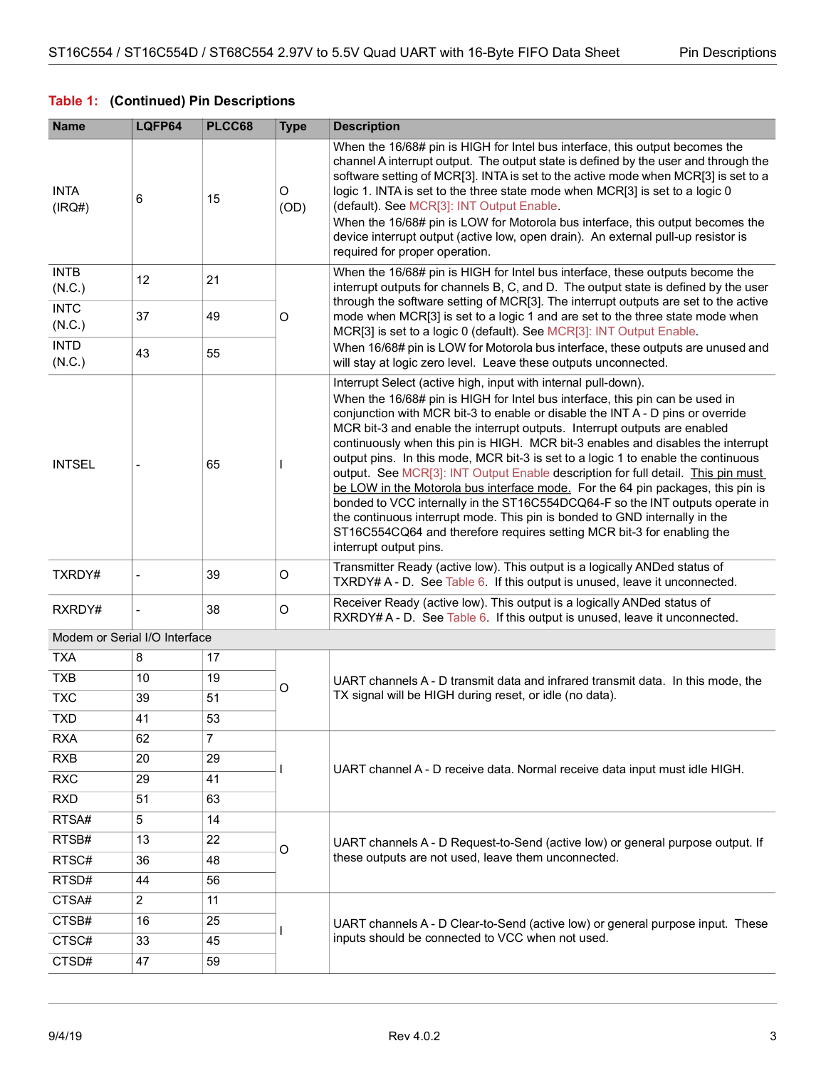**Table 1: (Continued) Pin Descriptions**

| Name | LQFP64 | PLCC68 | Type | Description |
|---|---|---|---|---|
| INTA (IRQ#) | 6 | 15 | O (OD) | When the 16/68# pin is HIGH for Intel bus interface, this output becomes the channel A interrupt output. The output state is defined by the user and through the software setting of MCR[3]. INTA is set to the active mode when MCR[3] is set to a logic 1. INTA is set to the three state mode when MCR[3] is set to a logic 0 (default). See MCR[3]: INT Output Enable. When the 16/68# pin is LOW for Motorola bus interface, this output becomes the device interrupt output (active low, open drain). An external pull-up resistor is required for proper operation. |
| INTB (N.C.) | 12 | 21 | O | When the 16/68# pin is HIGH for Intel bus interface, these outputs become the interrupt outputs for channels B, C, and D. The output state is defined by the user through the software setting of MCR[3]. The interrupt outputs are set to the active mode when MCR[3] is set to a logic 1 and are set to the three state mode when MCR[3] is set to a logic 0 (default). See MCR[3]: INT Output Enable. When 16/68# pin is LOW for Motorola bus interface, these outputs are unused and will stay at logic zero level. Leave these outputs unconnected. |
| INTC (N.C.) | 37 | 49 | | |
| INTD (N.C.) | 43 | 55 | | |
| INTSEL | - | 65 | I | Interrupt Select (active high, input with internal pull-down). When the 16/68# pin is HIGH for Intel bus interface, this pin can be used in conjunction with MCR bit-3 to enable or disable the INT A - D pins or override MCR bit-3 and enable the interrupt outputs. Interrupt outputs are enabled continuously when this pin is HIGH. MCR bit-3 enables and disables the interrupt output pins. In this mode, MCR bit-3 is set to a logic 1 to enable the continuous output. See MCR[3]: INT Output Enable description for full detail. This pin must be LOW in the Motorola bus interface mode. For the 64 pin packages, this pin is bonded to VCC internally in the ST16C554DCQ64-F so the INT outputs operate in the continuous interrupt mode. This pin is bonded to GND internally in the ST16C554CQ64 and therefore requires setting MCR bit-3 for enabling the interrupt output pins. |
| TXRDY# | - | 39 | O | Transmitter Ready (active low). This output is a logically ANDed status of TXRDY# A - D. See Table 6. If this output is unused, leave it unconnected. |
| RXRDY# | - | 38 | O | Receiver Ready (active low). This output is a logically ANDed status of RXRDY# A - D. See Table 6. If this output is unused, leave it unconnected. |
| Modem or Serial I/O Interface | | | | |
| TXA | 8 | 17 | O | UART channels A - D transmit data and infrared transmit data. In this mode, the TX signal will be HIGH during reset, or idle (no data). |
| TXB | 10 | 19 | | |
| TXC | 39 | 51 | | |
| TXD | 41 | 53 | | |
| RXA | 62 | 7 | I | UART channel A - D receive data. Normal receive data input must idle HIGH. |
| RXB | 20 | 29 | | |
| RXC | 29 | 41 | | |
| RXD | 51 | 63 | | |
| RTSA# | 5 | 14 | O | UART channels A - D Request-to-Send (active low) or general purpose output. If these outputs are not used, leave them unconnected. |
| RTSB# | 13 | 22 | | |
| RTSC# | 36 | 48 | | |
| RTSD# | 44 | 56 | | |
| CTSA# | 2 | 11 | I | UART channels A - D Clear-to-Send (active low) or general purpose input. These inputs should be connected to VCC when not used. |
| CTSB# | 16 | 25 | | |
| CTSC# | 33 | 45 | | |
| CTSD# | 47 | 59 | | |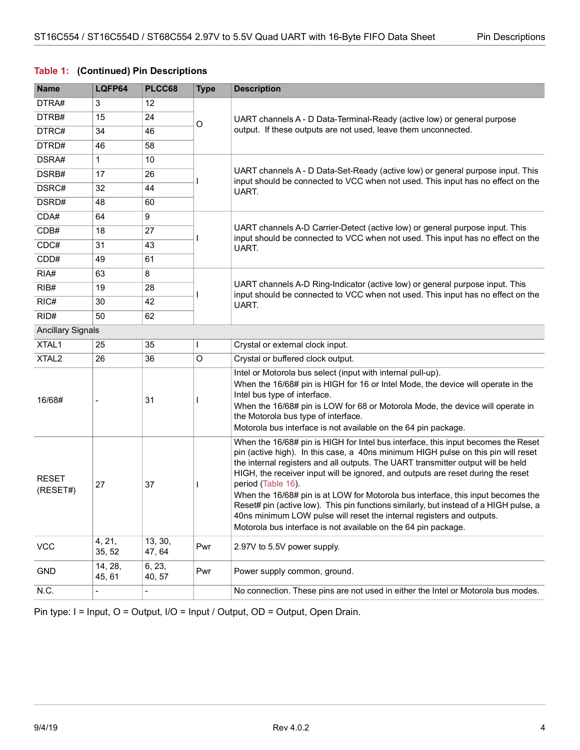**Table 1: (Continued) Pin Descriptions**

| Name | LQFP64 | PLCC68 | Type | Description |
|---|---|---|---|---|
| DTRA# | 3 | 12 | O | UART channels A - D Data-Terminal-Ready (active low) or general purpose output. If these outputs are not used, leave them unconnected. |
| DTRB# | 15 | 24 | | |
| DTRC# | 34 | 46 | | |
| DTRD# | 46 | 58 | | |
| DSRA# | 1 | 10 | I | UART channels A - D Data-Set-Ready (active low) or general purpose input. This input should be connected to VCC when not used. This input has no effect on the UART. |
| DSRB# | 17 | 26 | | |
| DSRC# | 32 | 44 | | |
| DSRD# | 48 | 60 | | |
| CDA# | 64 | 9 | I | UART channels A-D Carrier-Detect (active low) or general purpose input. This input should be connected to VCC when not used. This input has no effect on the UART. |
| CDB# | 18 | 27 | | |
| CDC# | 31 | 43 | | |
| CDD# | 49 | 61 | | |
| RIA# | 63 | 8 | I | UART channels A-D Ring-Indicator (active low) or general purpose input. This input should be connected to VCC when not used. This input has no effect on the UART. |
| RIB# | 19 | 28 | | |
| RIC# | 30 | 42 | | |
| RID# | 50 | 62 | | |
| Ancillary Signals | | | | |
| XTAL1 | 25 | 35 | I | Crystal or external clock input. |
| XTAL2 | 26 | 36 | O | Crystal or buffered clock output. |
| 16/68# | - | 31 | I | Intel or Motorola bus select (input with internal pull-up). When the 16/68# pin is HIGH for 16 or Intel Mode, the device will operate in the Intel bus type of interface. When the 16/68# pin is LOW for 68 or Motorola Mode, the device will operate in the Motorola bus type of interface. Motorola bus interface is not available on the 64 pin package. |
| RESET (RESET#) | 27 | 37 | I | When the 16/68# pin is HIGH for Intel bus interface, this input becomes the Reset pin (active high). In this case, a 40ns minimum HIGH pulse on this pin will reset the internal registers and all outputs. The UART transmitter output will be held HIGH, the receiver input will be ignored, and outputs are reset during the reset period (Table 16). When the 16/68# pin is at LOW for Motorola bus interface, this input becomes the Reset# pin (active low). This pin functions similarly, but instead of a HIGH pulse, a 40ns minimum LOW pulse will reset the internal registers and outputs. Motorola bus interface is not available on the 64 pin package. |
| VCC | 4, 21, 35, 52 | 13, 30, 47, 64 | Pwr | 2.97V to 5.5V power supply. |
| GND | 14, 28, 45, 61 | 6, 23, 40, 57 | Pwr | Power supply common, ground. |
| N.C. | - | - | | No connection. These pins are not used in either the Intel or Motorola bus modes. |

Pin type: I = Input, O = Output, I/O = Input / Output, OD = Output, Open Drain.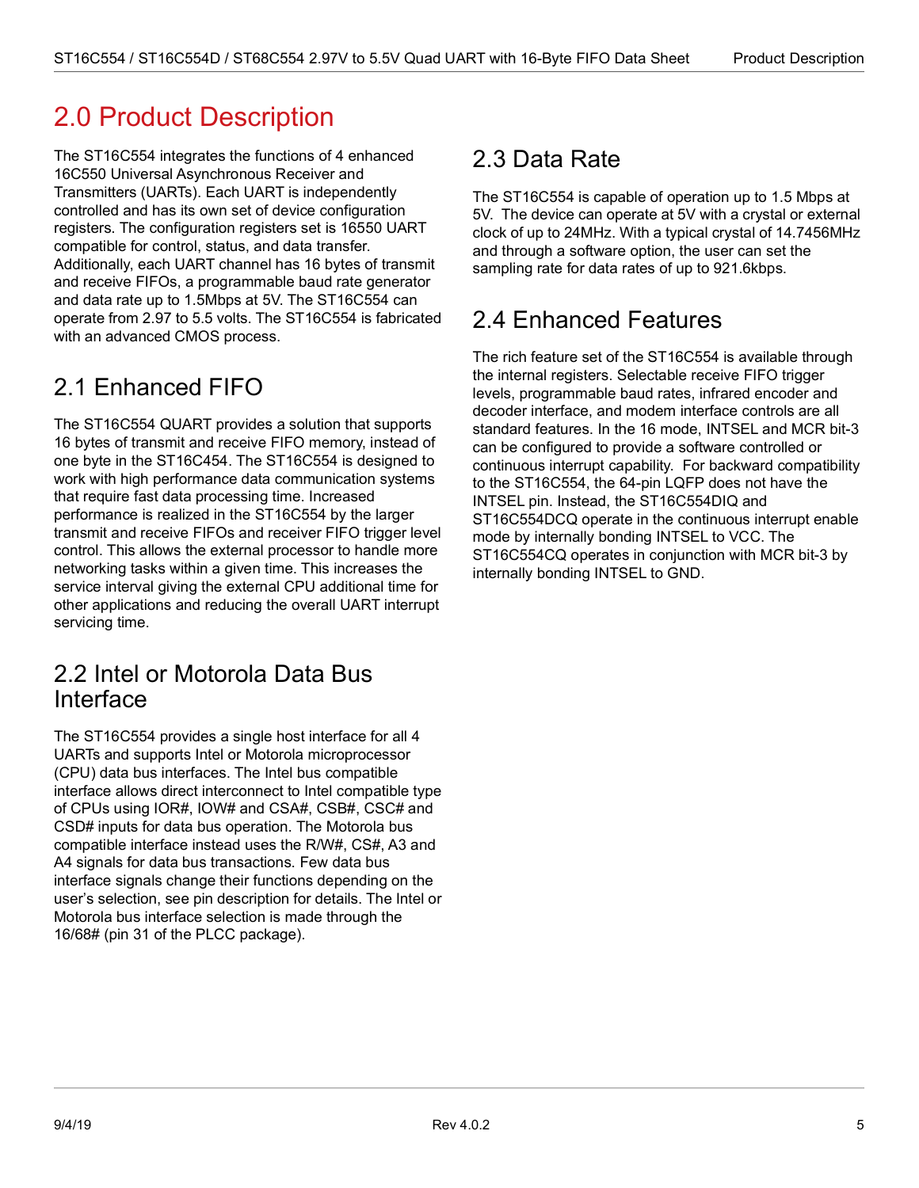# 2.0 Product Description

The ST16C554 integrates the functions of 4 enhanced 16C550 Universal Asynchronous Receiver and Transmitters (UARTs). Each UART is independently controlled and has its own set of device configuration registers. The configuration registers set is 16550 UART compatible for control, status, and data transfer. Additionally, each UART channel has 16 bytes of transmit and receive FIFOs, a programmable baud rate generator and data rate up to 1.5Mbps at 5V. The ST16C554 can operate from 2.97 to 5.5 volts. The ST16C554 is fabricated with an advanced CMOS process.

## 2.1 Enhanced FIFO

The ST16C554 QUART provides a solution that supports 16 bytes of transmit and receive FIFO memory, instead of one byte in the ST16C454. The ST16C554 is designed to work with high performance data communication systems that require fast data processing time. Increased performance is realized in the ST16C554 by the larger transmit and receive FIFOs and receiver FIFO trigger level control. This allows the external processor to handle more networking tasks within a given time. This increases the service interval giving the external CPU additional time for other applications and reducing the overall UART interrupt servicing time.

## 2.2 Intel or Motorola Data Bus Interface

The ST16C554 provides a single host interface for all 4 UARTs and supports Intel or Motorola microprocessor (CPU) data bus interfaces. The Intel bus compatible interface allows direct interconnect to Intel compatible type of CPUs using IOR#, IOW# and CSA#, CSB#, CSC# and CSD# inputs for data bus operation. The Motorola bus compatible interface instead uses the R/W#, CS#, A3 and A4 signals for data bus transactions. Few data bus interface signals change their functions depending on the user's selection, see pin description for details. The Intel or Motorola bus interface selection is made through the 16/68# (pin 31 of the PLCC package).

## 2.3 Data Rate

The ST16C554 is capable of operation up to 1.5 Mbps at 5V. The device can operate at 5V with a crystal or external clock of up to 24MHz. With a typical crystal of 14.7456MHz and through a software option, the user can set the sampling rate for data rates of up to 921.6kbps.

## 2.4 Enhanced Features

The rich feature set of the ST16C554 is available through the internal registers. Selectable receive FIFO trigger levels, programmable baud rates, infrared encoder and decoder interface, and modem interface controls are all standard features. In the 16 mode, INTSEL and MCR bit-3 can be configured to provide a software controlled or continuous interrupt capability. For backward compatibility to the ST16C554, the 64-pin LQFP does not have the INTSEL pin. Instead, the ST16C554DIQ and ST16C554DCQ operate in the continuous interrupt enable mode by internally bonding INTSEL to VCC. The ST16C554CQ operates in conjunction with MCR bit-3 by internally bonding INTSEL to GND.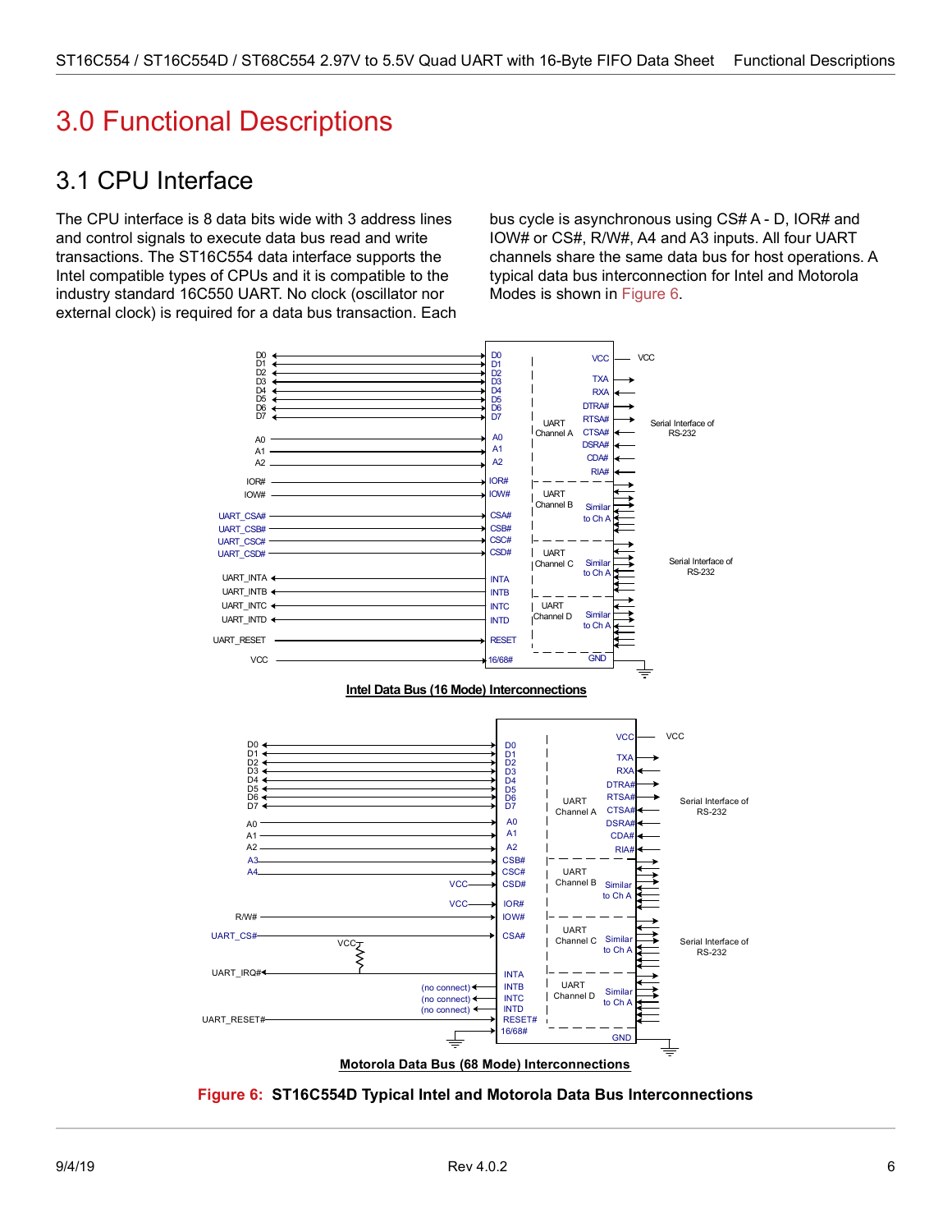# 3.0 Functional Descriptions

## 3.1 CPU Interface

The CPU interface is 8 data bits wide with 3 address lines and control signals to execute data bus read and write transactions. The ST16C554 data interface supports the Intel compatible types of CPUs and it is compatible to the industry standard 16C550 UART. No clock (oscillator nor external clock) is required for a data bus transaction. Each bus cycle is asynchronous using CS# A - D, IOR# and IOW# or CS#, R/W#, A4 and A3 inputs. All four UART channels share the same data bus for host operations. A typical data bus interconnection for Intel and Motorola Modes is shown in Figure 6.

Intel Data Bus (16 Mode) Interconnections

Motorola Data Bus (68 Mode) Interconnections

**Figure 6: ST16C554D Typical Intel and Motorola Data Bus Interconnections**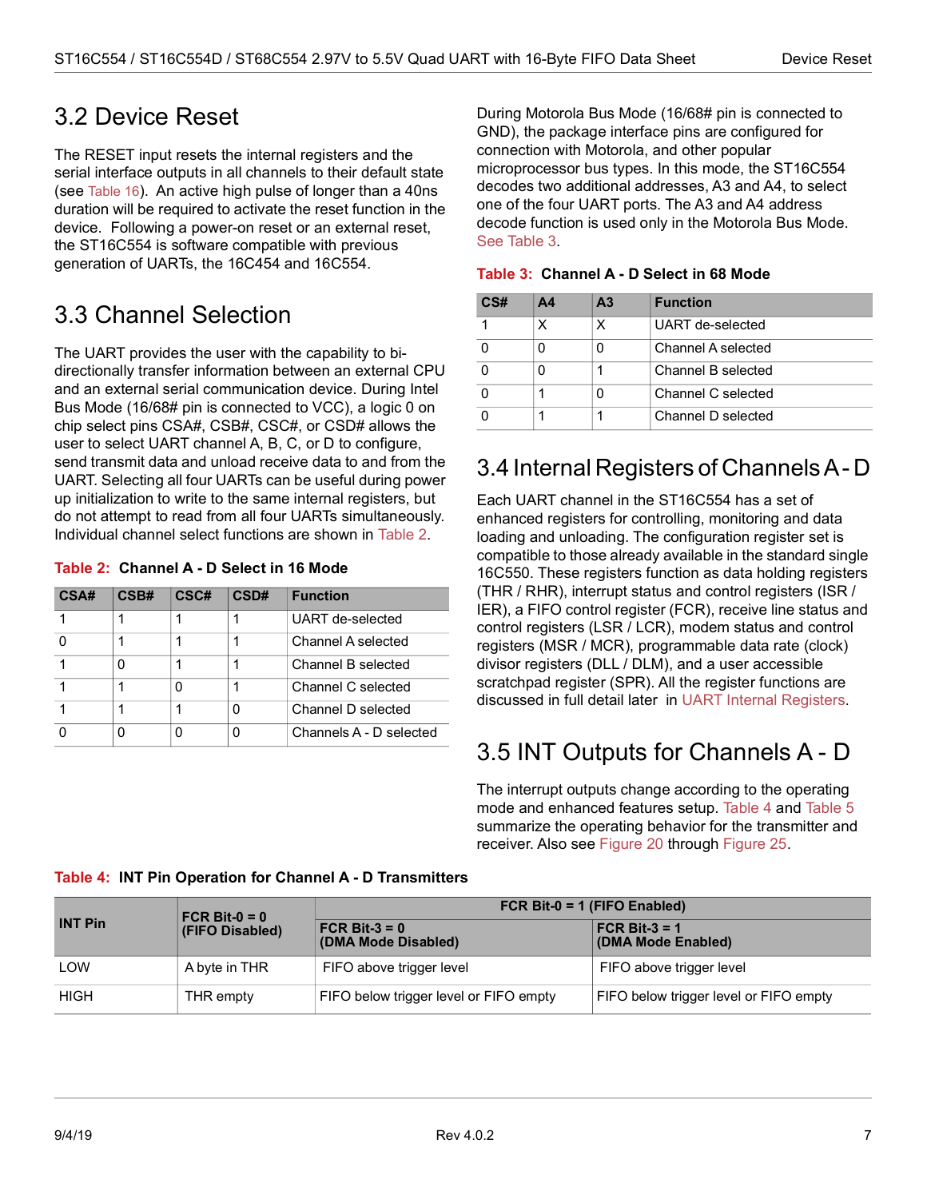## 3.2 Device Reset

The RESET input resets the internal registers and the serial interface outputs in all channels to their default state (see Table 16). An active high pulse of longer than a 40ns duration will be required to activate the reset function in the device. Following a power-on reset or an external reset, the ST16C554 is software compatible with previous generation of UARTs, the 16C454 and 16C554.

## 3.3 Channel Selection

The UART provides the user with the capability to bi-directionally transfer information between an external CPU and an external serial communication device. During Intel Bus Mode (16/68# pin is connected to VCC), a logic 0 on chip select pins CSA#, CSB#, CSC#, or CSD# allows the user to select UART channel A, B, C, or D to configure, send transmit data and unload receive data to and from the UART. Selecting all four UARTs can be useful during power up initialization to write to the same internal registers, but do not attempt to read from all four UARTs simultaneously. Individual channel select functions are shown in Table 2.

**Table 2: Channel A - D Select in 16 Mode**

| CSA# | CSB# | CSC# | CSD# | Function |
|---|---|---|---|---|
| 1 | 1 | 1 | 1 | UART de-selected |
| 0 | 1 | 1 | 1 | Channel A selected |
| 1 | 0 | 1 | 1 | Channel B selected |
| 1 | 1 | 0 | 1 | Channel C selected |
| 1 | 1 | 1 | 0 | Channel D selected |
| 0 | 0 | 0 | 0 | Channels A - D selected |

During Motorola Bus Mode (16/68# pin is connected to GND), the package interface pins are configured for connection with Motorola, and other popular microprocessor bus types. In this mode, the ST16C554 decodes two additional addresses, A3 and A4, to select one of the four UART ports. The A3 and A4 address decode function is used only in the Motorola Bus Mode. See Table 3.

**Table 3: Channel A - D Select in 68 Mode**

| CS# | A4 | A3 | Function |
|---|---|---|---|
| 1 | X | X | UART de-selected |
| 0 | 0 | 0 | Channel A selected |
| 0 | 0 | 1 | Channel B selected |
| 0 | 1 | 0 | Channel C selected |
| 0 | 1 | 1 | Channel D selected |

## 3.4 Internal Registers of Channels A - D

Each UART channel in the ST16C554 has a set of enhanced registers for controlling, monitoring and data loading and unloading. The configuration register set is compatible to those already available in the standard single 16C550. These registers function as data holding registers (THR / RHR), interrupt status and control registers (ISR / IER), a FIFO control register (FCR), receive line status and control registers (LSR / LCR), modem status and control registers (MSR / MCR), programmable data rate (clock) divisor registers (DLL / DLM), and a user accessible scratchpad register (SPR). All the register functions are discussed in full detail later in UART Internal Registers.

## 3.5 INT Outputs for Channels A - D

The interrupt outputs change according to the operating mode and enhanced features setup. Table 4 and Table 5 summarize the operating behavior for the transmitter and receiver. Also see Figure 20 through Figure 25.

**Table 4: INT Pin Operation for Channel A - D Transmitters**

| INT Pin | FCR Bit-0 = 0 (FIFO Disabled) | FCR Bit-0 = 1 (FIFO Enabled) | |
|---|---|---|---|
| | | FCR Bit-3 = 0 (DMA Mode Disabled) | FCR Bit-3 = 1 (DMA Mode Enabled) |
| LOW | A byte in THR | FIFO above trigger level | FIFO above trigger level |
| HIGH | THR empty | FIFO below trigger level or FIFO empty | FIFO below trigger level or FIFO empty |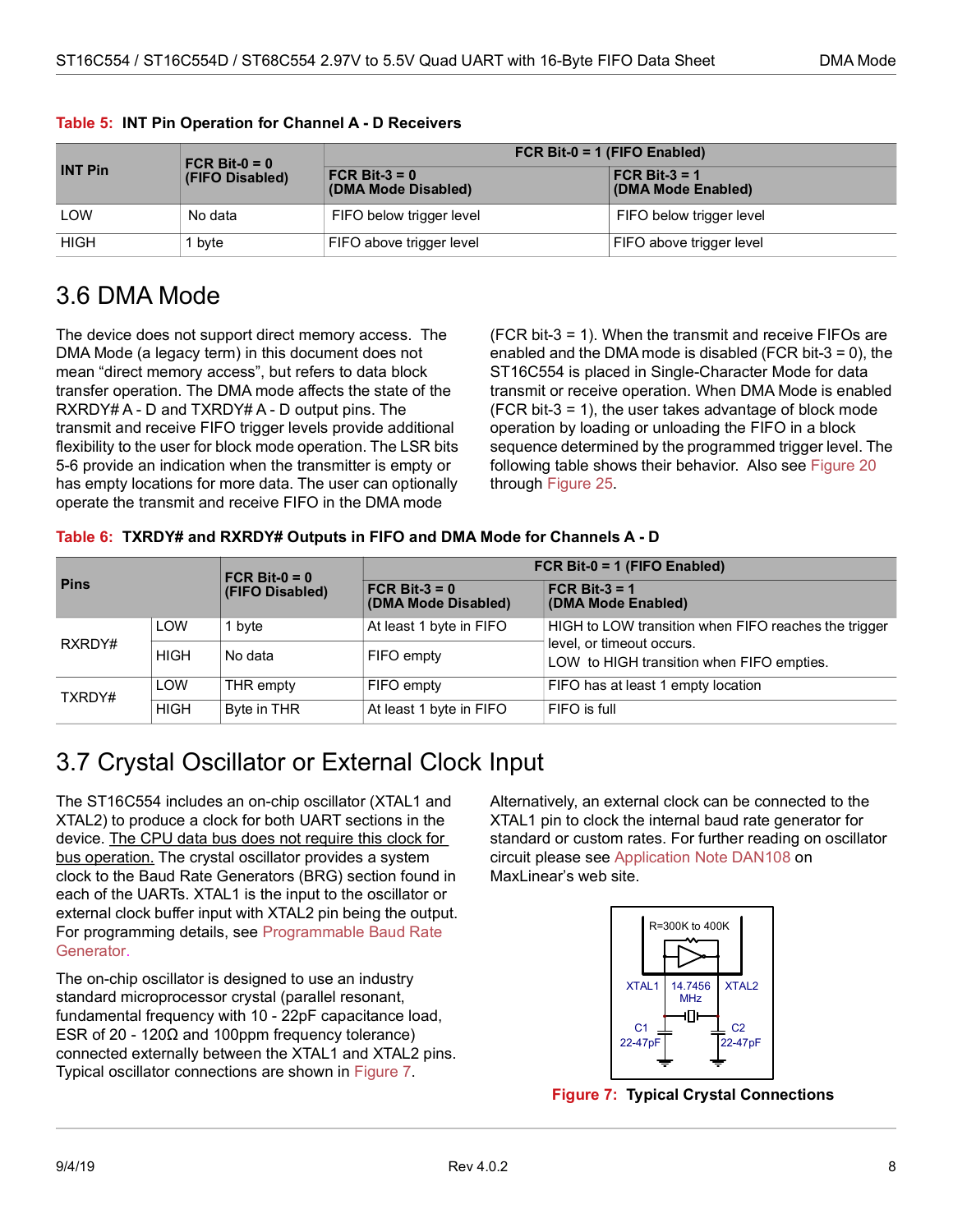**Table 5: INT Pin Operation for Channel A - D Receivers**

| INT Pin | FCR Bit-0 = 0 (FIFO Disabled) | FCR Bit-0 = 1 (FIFO Enabled) | |
|---|---|---|---|
| | | FCR Bit-3 = 0 (DMA Mode Disabled) | FCR Bit-3 = 1 (DMA Mode Enabled) |
| LOW | No data | FIFO below trigger level | FIFO below trigger level |
| HIGH | 1 byte | FIFO above trigger level | FIFO above trigger level |

## 3.6 DMA Mode

The device does not support direct memory access. The DMA Mode (a legacy term) in this document does not mean "direct memory access", but refers to data block transfer operation. The DMA mode affects the state of the RXRDY# A - D and TXRDY# A - D output pins. The transmit and receive FIFO trigger levels provide additional flexibility to the user for block mode operation. The LSR bits 5-6 provide an indication when the transmitter is empty or has empty locations for more data. The user can optionally operate the transmit and receive FIFO in the DMA mode (FCR bit-3 = 1). When the transmit and receive FIFOs are enabled and the DMA mode is disabled (FCR bit-3 = 0), the ST16C554 is placed in Single-Character Mode for data transmit or receive operation. When DMA Mode is enabled (FCR bit-3 = 1), the user takes advantage of block mode operation by loading or unloading the FIFO in a block sequence determined by the programmed trigger level. The following table shows their behavior. Also see Figure 20 through Figure 25.

**Table 6: TXRDY# and RXRDY# Outputs in FIFO and DMA Mode for Channels A - D**

| Pins | | FCR Bit-0 = 0 (FIFO Disabled) | FCR Bit-0 = 1 (FIFO Enabled) | |
|---|---|---|---|---|
| | | | FCR Bit-3 = 0 (DMA Mode Disabled) | FCR Bit-3 = 1 (DMA Mode Enabled) |
| RXRDY# | LOW | 1 byte | At least 1 byte in FIFO | HIGH to LOW transition when FIFO reaches the trigger level, or timeout occurs. LOW to HIGH transition when FIFO empties. |
| | HIGH | No data | FIFO empty | |
| TXRDY# | LOW | THR empty | FIFO empty | FIFO has at least 1 empty location |
| | HIGH | Byte in THR | At least 1 byte in FIFO | FIFO is full |

## 3.7 Crystal Oscillator or External Clock Input

The ST16C554 includes an on-chip oscillator (XTAL1 and XTAL2) to produce a clock for both UART sections in the device. The CPU data bus does not require this clock for bus operation. The crystal oscillator provides a system clock to the Baud Rate Generators (BRG) section found in each of the UARTs. XTAL1 is the input to the oscillator or external clock buffer input with XTAL2 pin being the output. For programming details, see Programmable Baud Rate Generator.

The on-chip oscillator is designed to use an industry standard microprocessor crystal (parallel resonant, fundamental frequency with 10 - 22pF capacitance load, ESR of 20 - 120Ω and 100ppm frequency tolerance) connected externally between the XTAL1 and XTAL2 pins. Typical oscillator connections are shown in Figure 7.

Alternatively, an external clock can be connected to the XTAL1 pin to clock the internal baud rate generator for standard or custom rates. For further reading on oscillator circuit please see Application Note DAN108 on MaxLinear's web site.

R=300K to 400K
XTAL1 14.7456 MHz XTAL2
C1 22-47pF C2 22-47pF

**Figure 7: Typical Crystal Connections**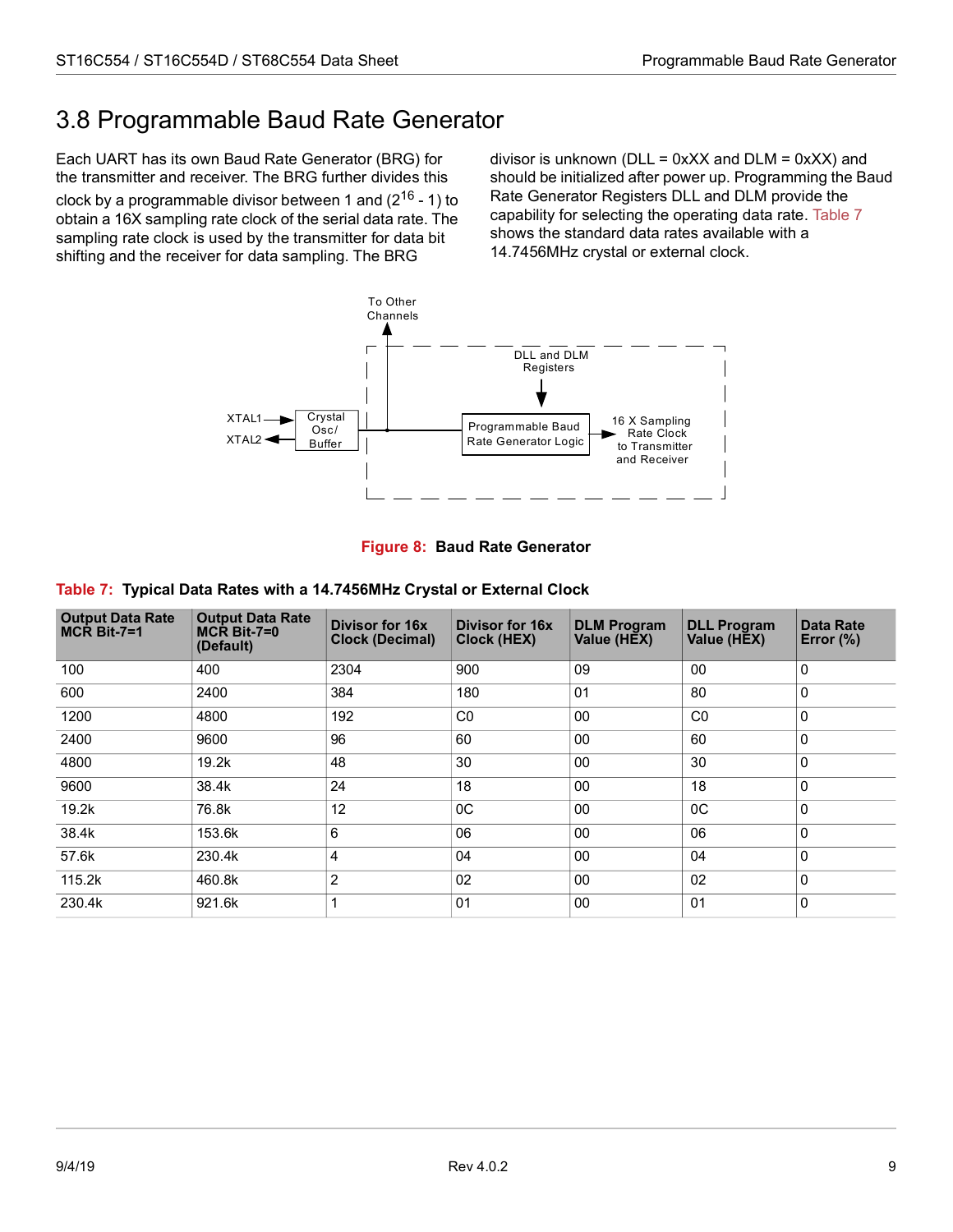## 3.8 Programmable Baud Rate Generator

Each UART has its own Baud Rate Generator (BRG) for the transmitter and receiver. The BRG further divides this clock by a programmable divisor between 1 and ($2^{16}$ - 1) to obtain a 16X sampling rate clock of the serial data rate. The sampling rate clock is used by the transmitter for data bit shifting and the receiver for data sampling. The BRG divisor is unknown (DLL = 0xXX and DLM = 0xXX) and should be initialized after power up. Programming the Baud Rate Generator Registers DLL and DLM provide the capability for selecting the operating data rate. Table 7 shows the standard data rates available with a 14.7456MHz crystal or external clock.

**Figure 8: Baud Rate Generator**

**Table 7: Typical Data Rates with a 14.7456MHz Crystal or External Clock**

| Output Data Rate MCR Bit-7=1 | Output Data Rate MCR Bit-7=0 (Default) | Divisor for 16x Clock (Decimal) | Divisor for 16x Clock (HEX) | DLM Program Value (HEX) | DLL Program Value (HEX) | Data Rate Error (%) |
|---|---|---|---|---|---|---|
| 100 | 400 | 2304 | 900 | 09 | 00 | 0 |
| 600 | 2400 | 384 | 180 | 01 | 80 | 0 |
| 1200 | 4800 | 192 | C0 | 00 | C0 | 0 |
| 2400 | 9600 | 96 | 60 | 00 | 60 | 0 |
| 4800 | 19.2k | 48 | 30 | 00 | 30 | 0 |
| 9600 | 38.4k | 24 | 18 | 00 | 18 | 0 |
| 19.2k | 76.8k | 12 | 0C | 00 | 0C | 0 |
| 38.4k | 153.6k | 6 | 06 | 00 | 06 | 0 |
| 57.6k | 230.4k | 4 | 04 | 00 | 04 | 0 |
| 115.2k | 460.8k | 2 | 02 | 00 | 02 | 0 |
| 230.4k | 921.6k | 1 | 01 | 00 | 01 | 0 |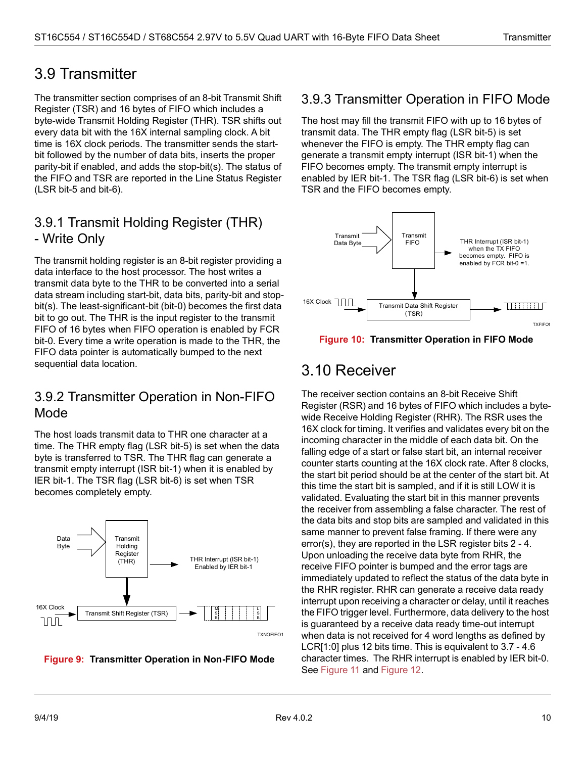## 3.9 Transmitter

The transmitter section comprises of an 8-bit Transmit Shift Register (TSR) and 16 bytes of FIFO which includes a byte-wide Transmit Holding Register (THR). TSR shifts out every data bit with the 16X internal sampling clock. A bit time is 16X clock periods. The transmitter sends the start-bit followed by the number of data bits, inserts the proper parity-bit if enabled, and adds the stop-bit(s). The status of the FIFO and TSR are reported in the Line Status Register (LSR bit-5 and bit-6).

### 3.9.1 Transmit Holding Register (THR) - Write Only

The transmit holding register is an 8-bit register providing a data interface to the host processor. The host writes a transmit data byte to the THR to be converted into a serial data stream including start-bit, data bits, parity-bit and stop-bit(s). The least-significant-bit (bit-0) becomes the first data bit to go out. The THR is the input register to the transmit FIFO of 16 bytes when FIFO operation is enabled by FCR bit-0. Every time a write operation is made to the THR, the FIFO data pointer is automatically bumped to the next sequential data location.

### 3.9.2 Transmitter Operation in Non-FIFO Mode

The host loads transmit data to THR one character at a time. The THR empty flag (LSR bit-5) is set when the data byte is transferred to TSR. The THR flag can generate a transmit empty interrupt (ISR bit-1) when it is enabled by IER bit-1. The TSR flag (LSR bit-6) is set when TSR becomes completely empty.

**Figure 9: Transmitter Operation in Non-FIFO Mode**

### 3.9.3 Transmitter Operation in FIFO Mode

The host may fill the transmit FIFO with up to 16 bytes of transmit data. The THR empty flag (LSR bit-5) is set whenever the FIFO is empty. The THR empty flag can generate a transmit empty interrupt (ISR bit-1) when the FIFO becomes empty. The transmit empty interrupt is enabled by IER bit-1. The TSR flag (LSR bit-6) is set when TSR and the FIFO becomes empty.

**Figure 10: Transmitter Operation in FIFO Mode**

## 3.10 Receiver

The receiver section contains an 8-bit Receive Shift Register (RSR) and 16 bytes of FIFO which includes a byte-wide Receive Holding Register (RHR). The RSR uses the 16X clock for timing. It verifies and validates every bit on the incoming character in the middle of each data bit. On the falling edge of a start or false start bit, an internal receiver counter starts counting at the 16X clock rate. After 8 clocks, the start bit period should be at the center of the start bit. At this time the start bit is sampled, and if it is still LOW it is validated. Evaluating the start bit in this manner prevents the receiver from assembling a false character. The rest of the data bits and stop bits are sampled and validated in this same manner to prevent false framing. If there were any error(s), they are reported in the LSR register bits 2 - 4. Upon unloading the receive data byte from RHR, the receive FIFO pointer is bumped and the error tags are immediately updated to reflect the status of the data byte in the RHR register. RHR can generate a receive data ready interrupt upon receiving a character or delay, until it reaches the FIFO trigger level. Furthermore, data delivery to the host is guaranteed by a receive data ready time-out interrupt when data is not received for 4 word lengths as defined by LCR[1:0] plus 12 bits time. This is equivalent to 3.7 - 4.6 character times. The RHR interrupt is enabled by IER bit-0. See Figure 11 and Figure 12.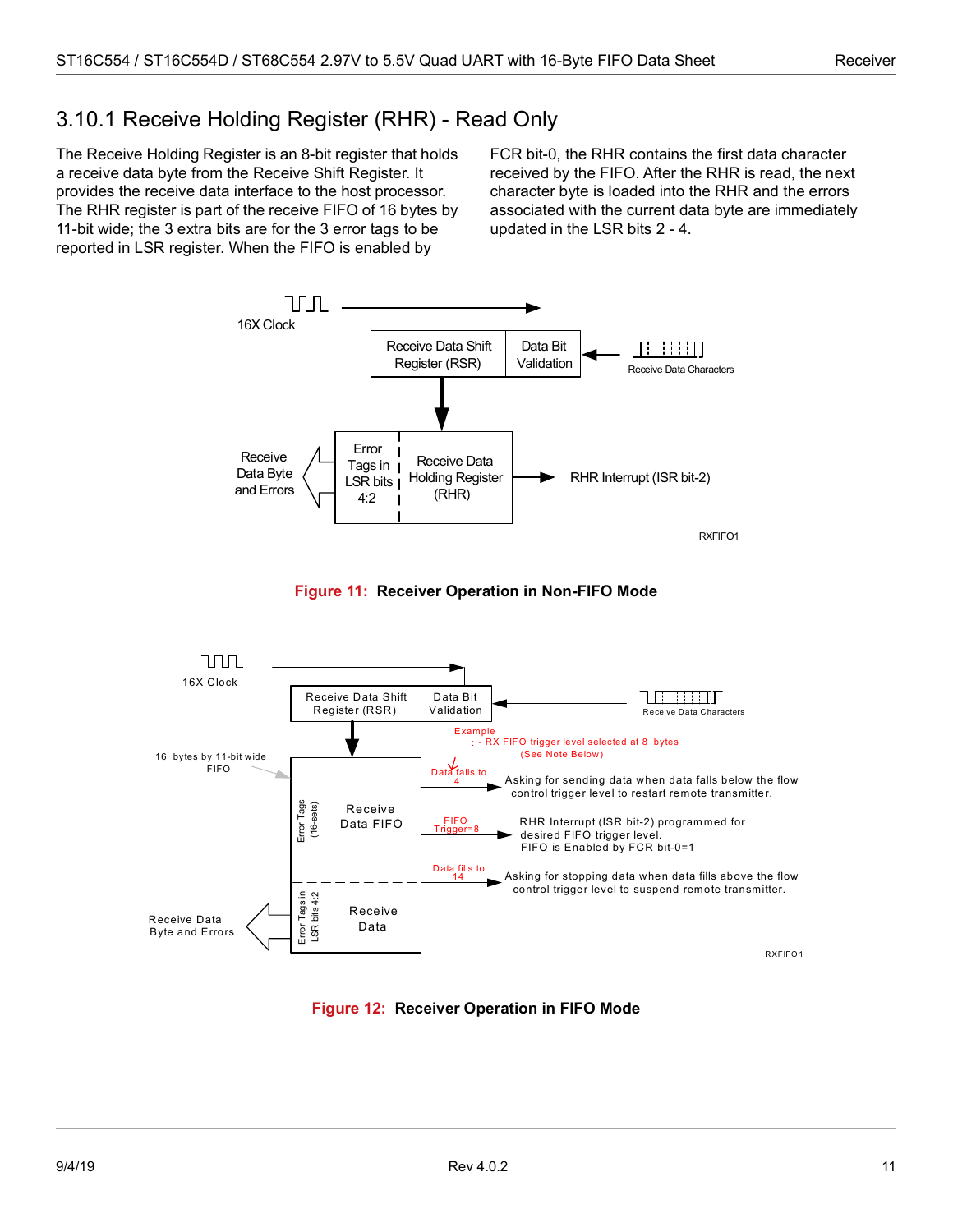### 3.10.1 Receive Holding Register (RHR) - Read Only

The Receive Holding Register is an 8-bit register that holds a receive data byte from the Receive Shift Register. It provides the receive data interface to the host processor. The RHR register is part of the receive FIFO of 16 bytes by 11-bit wide; the 3 extra bits are for the 3 error tags to be reported in LSR register. When the FIFO is enabled by FCR bit-0, the RHR contains the first data character received by the FIFO. After the RHR is read, the next character byte is loaded into the RHR and the errors associated with the current data byte are immediately updated in the LSR bits 2 - 4.

**Figure 11: Receiver Operation in Non-FIFO Mode**

**Figure 12: Receiver Operation in FIFO Mode**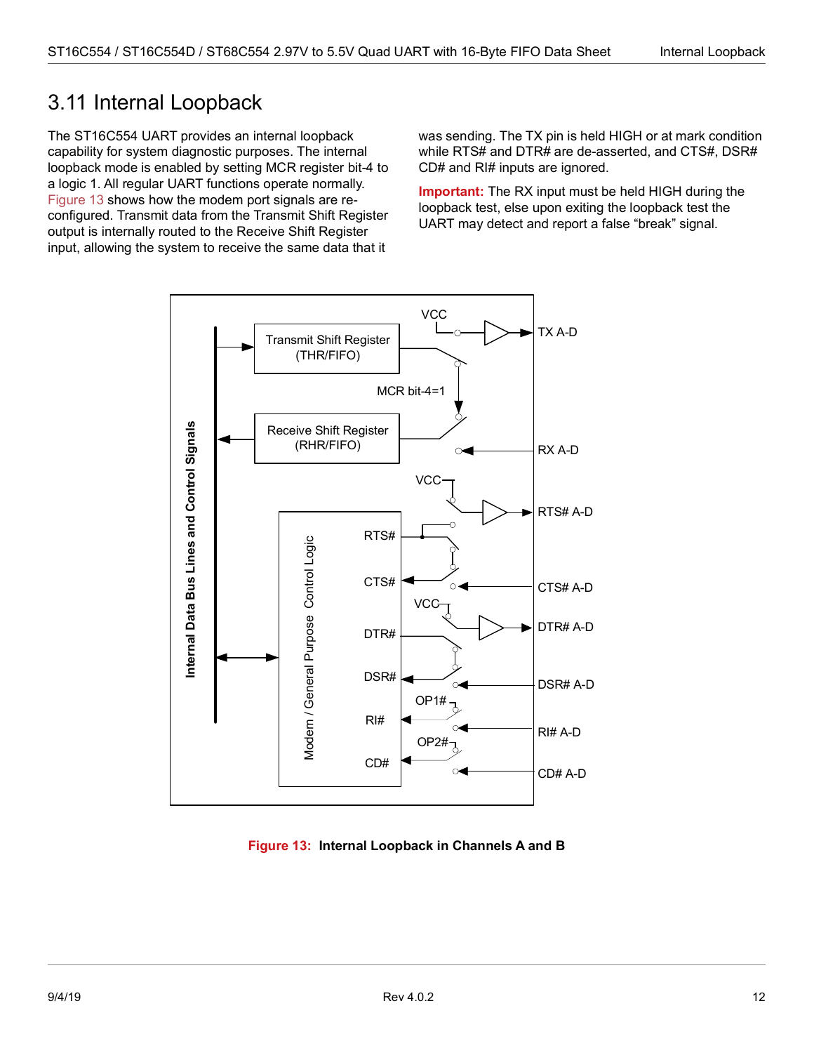## 3.11 Internal Loopback

The ST16C554 UART provides an internal loopback capability for system diagnostic purposes. The internal loopback mode is enabled by setting MCR register bit-4 to a logic 1. All regular UART functions operate normally. Figure 13 shows how the modem port signals are re-configured. Transmit data from the Transmit Shift Register output is internally routed to the Receive Shift Register input, allowing the system to receive the same data that it was sending. The TX pin is held HIGH or at mark condition while RTS# and DTR# are de-asserted, and CTS#, DSR# CD# and RI# inputs are ignored.

**Important:** The RX input must be held HIGH during the loopback test, else upon exiting the loopback test the UART may detect and report a false "break" signal.

**Figure 13: Internal Loopback in Channels A and B**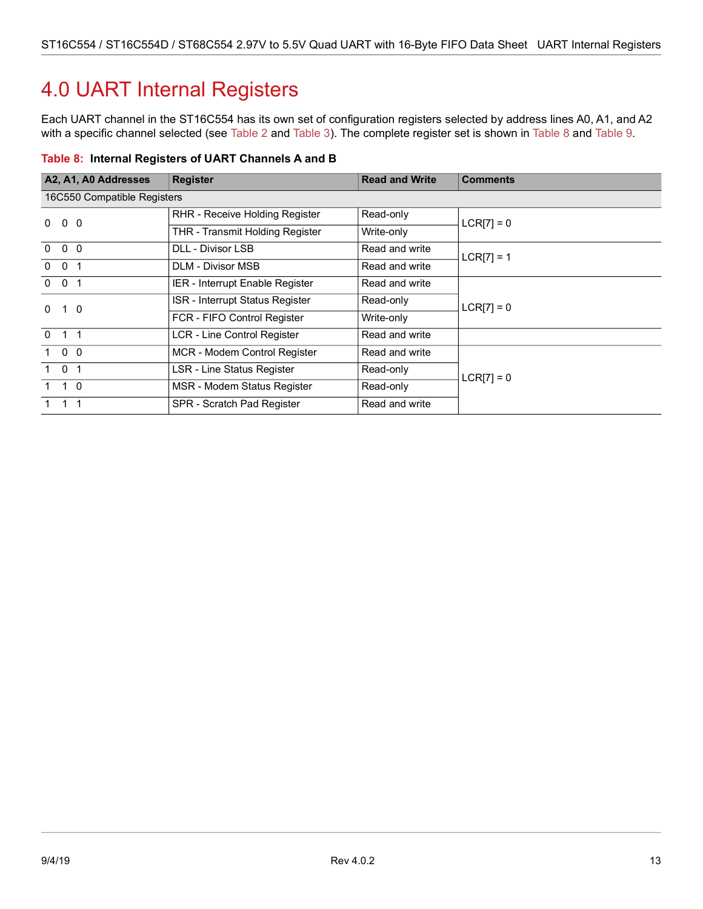# 4.0 UART Internal Registers

Each UART channel in the ST16C554 has its own set of configuration registers selected by address lines A0, A1, and A2 with a specific channel selected (see Table 2 and Table 3). The complete register set is shown in Table 8 and Table 9.

**Table 8: Internal Registers of UART Channels A and B**

| A2, A1, A0 Addresses | Register | Read and Write | Comments |
|---|---|---|---|
| 16C550 Compatible Registers | | | |
| 0 0 0 | RHR - Receive Holding Register | Read-only | LCR[7] = 0 |
| | THR - Transmit Holding Register | Write-only | |
| 0 0 0 | DLL - Divisor LSB | Read and write | LCR[7] = 1 |
| 0 0 1 | DLM - Divisor MSB | Read and write | |
| 0 0 1 | IER - Interrupt Enable Register | Read and write | LCR[7] = 0 |
| 0 1 0 | ISR - Interrupt Status Register | Read-only | |
| | FCR - FIFO Control Register | Write-only | |
| 0 1 1 | LCR - Line Control Register | Read and write | |
| 1 0 0 | MCR - Modem Control Register | Read and write | LCR[7] = 0 |
| 1 0 1 | LSR - Line Status Register | Read-only | |
| 1 1 0 | MSR - Modem Status Register | Read-only | |
| 1 1 1 | SPR - Scratch Pad Register | Read and write | |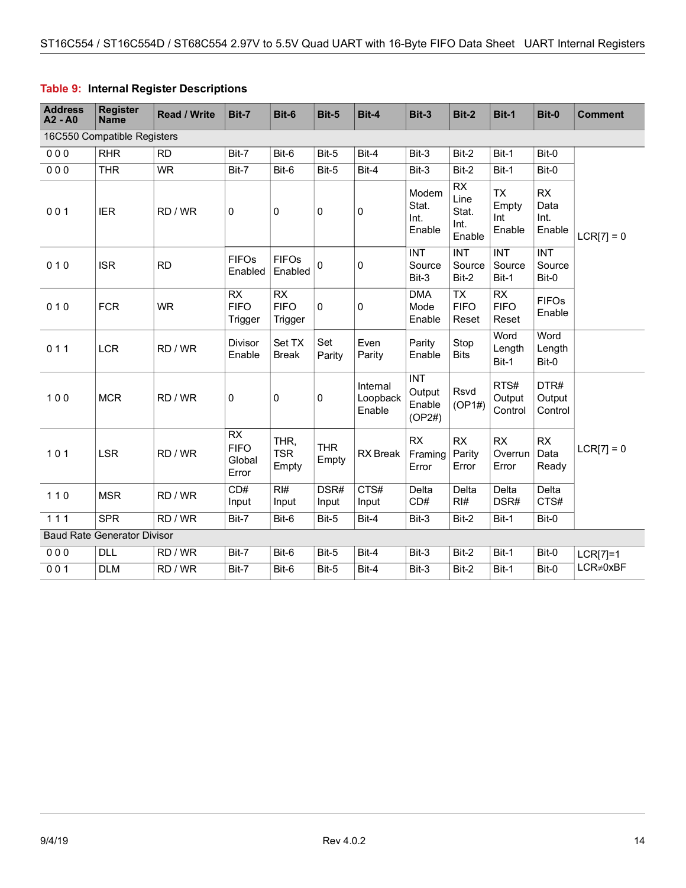**Table 9: Internal Register Descriptions**

| Address A2 - A0 | Register Name | Read / Write | Bit-7 | Bit-6 | Bit-5 | Bit-4 | Bit-3 | Bit-2 | Bit-1 | Bit-0 | Comment |
|---|---|---|---|---|---|---|---|---|---|---|---|
| 16C550 Compatible Registers | | | | | | | | | | | |
| 0 0 0 | RHR | RD | Bit-7 | Bit-6 | Bit-5 | Bit-4 | Bit-3 | Bit-2 | Bit-1 | Bit-0 | LCR[7] = 0 |
| 0 0 0 | THR | WR | Bit-7 | Bit-6 | Bit-5 | Bit-4 | Bit-3 | Bit-2 | Bit-1 | Bit-0 | |
| 0 0 1 | IER | RD / WR | 0 | 0 | 0 | 0 | Modem Stat. Int. Enable | RX Line Stat. Int. Enable | TX Empty Int Enable | RX Data Int. Enable | |
| 0 1 0 | ISR | RD | FIFOs Enabled | FIFOs Enabled | 0 | 0 | INT Source Bit-3 | INT Source Bit-2 | INT Source Bit-1 | INT Source Bit-0 | |
| 0 1 0 | FCR | WR | RX FIFO Trigger | RX FIFO Trigger | 0 | 0 | DMA Mode Enable | TX FIFO Reset | RX FIFO Reset | FIFOs Enable | |
| 0 1 1 | LCR | RD / WR | Divisor Enable | Set TX Break | Set Parity | Even Parity | Parity Enable | Stop Bits | Word Length Bit-1 | Word Length Bit-0 | |
| 1 0 0 | MCR | RD / WR | 0 | 0 | 0 | Internal Loopback Enable | INT Output Enable (OP2#) | Rsvd (OP1#) | RTS# Output Control | DTR# Output Control | LCR[7] = 0 |
| 1 0 1 | LSR | RD / WR | RX FIFO Global Error | THR, TSR Empty | THR Empty | RX Break | RX Framing Error | RX Parity Error | RX Overrun Error | RX Data Ready | |
| 1 1 0 | MSR | RD / WR | CD# Input | RI# Input | DSR# Input | CTS# Input | Delta CD# | Delta RI# | Delta DSR# | Delta CTS# | |
| 1 1 1 | SPR | RD / WR | Bit-7 | Bit-6 | Bit-5 | Bit-4 | Bit-3 | Bit-2 | Bit-1 | Bit-0 | |
| Baud Rate Generator Divisor | | | | | | | | | | | |
| 0 0 0 | DLL | RD / WR | Bit-7 | Bit-6 | Bit-5 | Bit-4 | Bit-3 | Bit-2 | Bit-1 | Bit-0 | LCR[7]=1 LCR≠0xBF |
| 0 0 1 | DLM | RD / WR | Bit-7 | Bit-6 | Bit-5 | Bit-4 | Bit-3 | Bit-2 | Bit-1 | Bit-0 | |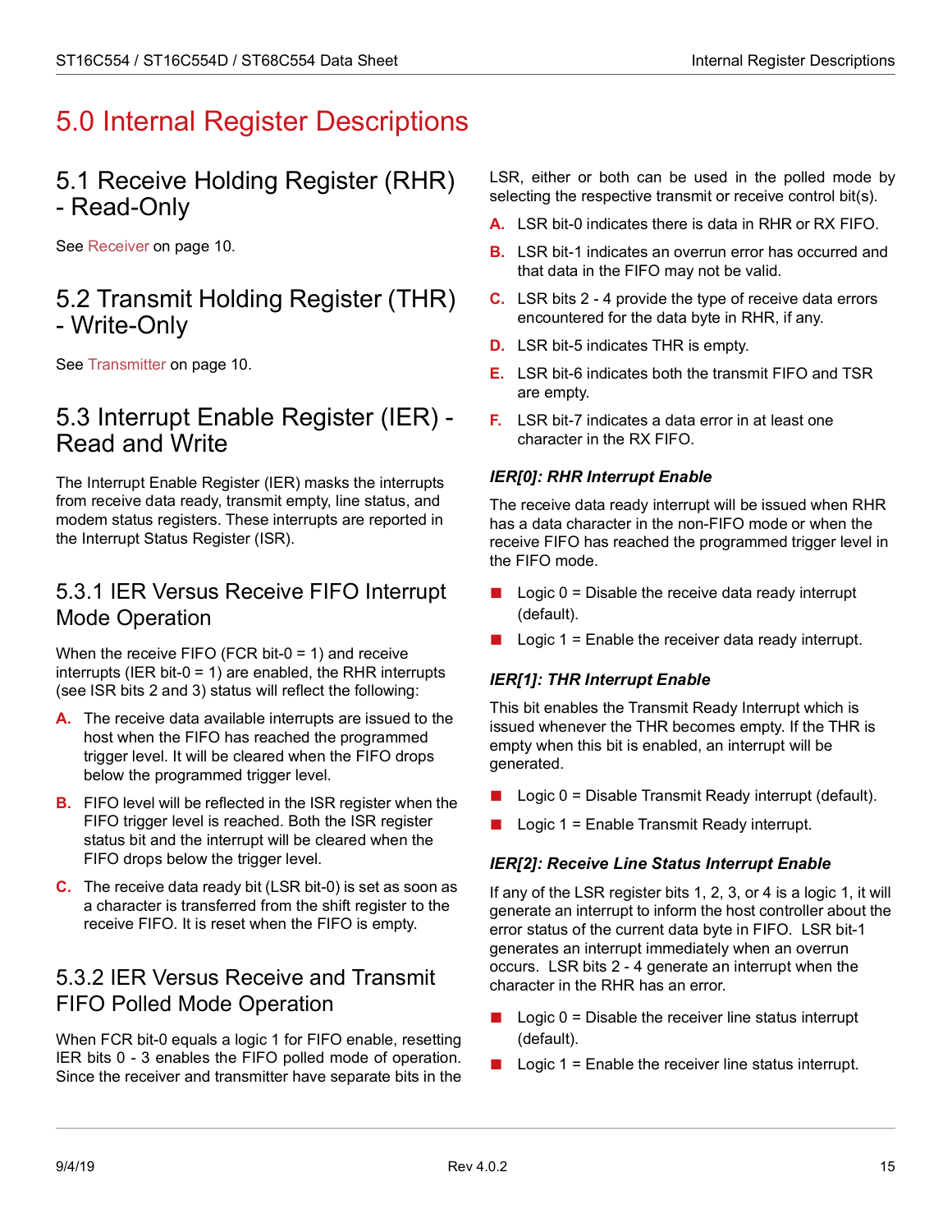# 5.0 Internal Register Descriptions

## 5.1 Receive Holding Register (RHR) - Read-Only

See Receiver on page 10.

## 5.2 Transmit Holding Register (THR) - Write-Only

See Transmitter on page 10.

## 5.3 Interrupt Enable Register (IER) - Read and Write

The Interrupt Enable Register (IER) masks the interrupts from receive data ready, transmit empty, line status, and modem status registers. These interrupts are reported in the Interrupt Status Register (ISR).

### 5.3.1 IER Versus Receive FIFO Interrupt Mode Operation

When the receive FIFO (FCR bit-0 = 1) and receive interrupts (IER bit-0 = 1) are enabled, the RHR interrupts (see ISR bits 2 and 3) status will reflect the following:

A. The receive data available interrupts are issued to the host when the FIFO has reached the programmed trigger level. It will be cleared when the FIFO drops below the programmed trigger level.

B. FIFO level will be reflected in the ISR register when the FIFO trigger level is reached. Both the ISR register status bit and the interrupt will be cleared when the FIFO drops below the trigger level.

C. The receive data ready bit (LSR bit-0) is set as soon as a character is transferred from the shift register to the receive FIFO. It is reset when the FIFO is empty.

### 5.3.2 IER Versus Receive and Transmit FIFO Polled Mode Operation

When FCR bit-0 equals a logic 1 for FIFO enable, resetting IER bits 0 - 3 enables the FIFO polled mode of operation. Since the receiver and transmitter have separate bits in the LSR, either or both can be used in the polled mode by selecting the respective transmit or receive control bit(s).

A. LSR bit-0 indicates there is data in RHR or RX FIFO.

B. LSR bit-1 indicates an overrun error has occurred and that data in the FIFO may not be valid.

C. LSR bits 2 - 4 provide the type of receive data errors encountered for the data byte in RHR, if any.

D. LSR bit-5 indicates THR is empty.

E. LSR bit-6 indicates both the transmit FIFO and TSR are empty.

F. LSR bit-7 indicates a data error in at least one character in the RX FIFO.

***IER[0]: RHR Interrupt Enable***

The receive data ready interrupt will be issued when RHR has a data character in the non-FIFO mode or when the receive FIFO has reached the programmed trigger level in the FIFO mode.

- Logic 0 = Disable the receive data ready interrupt (default).
- Logic 1 = Enable the receiver data ready interrupt.

***IER[1]: THR Interrupt Enable***

This bit enables the Transmit Ready Interrupt which is issued whenever the THR becomes empty. If the THR is empty when this bit is enabled, an interrupt will be generated.

- Logic 0 = Disable Transmit Ready interrupt (default).
- Logic 1 = Enable Transmit Ready interrupt.

***IER[2]: Receive Line Status Interrupt Enable***

If any of the LSR register bits 1, 2, 3, or 4 is a logic 1, it will generate an interrupt to inform the host controller about the error status of the current data byte in FIFO. LSR bit-1 generates an interrupt immediately when an overrun occurs. LSR bits 2 - 4 generate an interrupt when the character in the RHR has an error.

- Logic 0 = Disable the receiver line status interrupt (default).
- Logic 1 = Enable the receiver line status interrupt.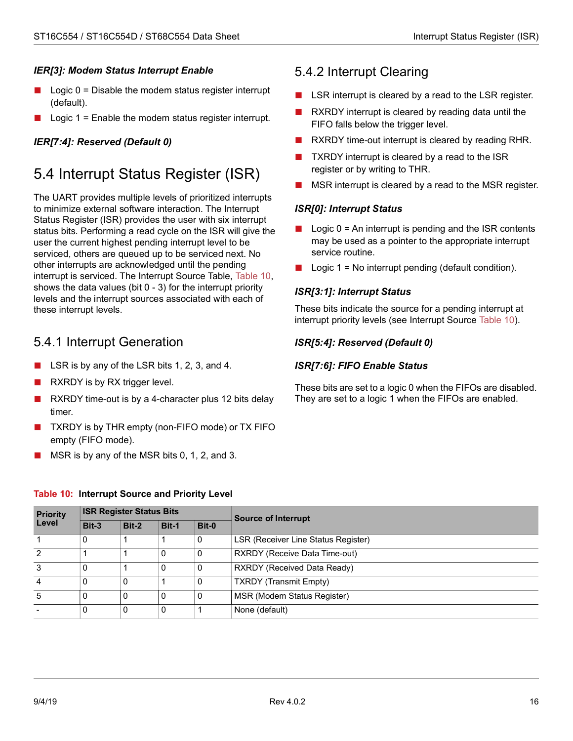### *IER[3]: Modem Status Interrupt Enable*

- Logic 0 = Disable the modem status register interrupt (default).
- Logic 1 = Enable the modem status register interrupt.

### *IER[7:4]: Reserved (Default 0)*

# 5.4 Interrupt Status Register (ISR)

The UART provides multiple levels of prioritized interrupts to minimize external software interaction. The Interrupt Status Register (ISR) provides the user with six interrupt status bits. Performing a read cycle on the ISR will give the user the current highest pending interrupt level to be serviced, others are queued up to be serviced next. No other interrupts are acknowledged until the pending interrupt is serviced. The Interrupt Source Table, Table 10, shows the data values (bit 0 - 3) for the interrupt priority levels and the interrupt sources associated with each of these interrupt levels.

## 5.4.1 Interrupt Generation

- LSR is by any of the LSR bits 1, 2, 3, and 4.
- RXRDY is by RX trigger level.
- RXRDY time-out is by a 4-character plus 12 bits delay timer.
- TXRDY is by THR empty (non-FIFO mode) or TX FIFO empty (FIFO mode).
- MSR is by any of the MSR bits 0, 1, 2, and 3.

## 5.4.2 Interrupt Clearing

- LSR interrupt is cleared by a read to the LSR register.
- RXRDY interrupt is cleared by reading data until the FIFO falls below the trigger level.
- RXRDY time-out interrupt is cleared by reading RHR.
- TXRDY interrupt is cleared by a read to the ISR register or by writing to THR.
- MSR interrupt is cleared by a read to the MSR register.

### *ISR[0]: Interrupt Status*

- Logic 0 = An interrupt is pending and the ISR contents may be used as a pointer to the appropriate interrupt service routine.
- Logic 1 = No interrupt pending (default condition).

### *ISR[3:1]: Interrupt Status*

These bits indicate the source for a pending interrupt at interrupt priority levels (see Interrupt Source Table 10).

### *ISR[5:4]: Reserved (Default 0)*

### *ISR[7:6]: FIFO Enable Status*

These bits are set to a logic 0 when the FIFOs are disabled. They are set to a logic 1 when the FIFOs are enabled.

**Table 10: Interrupt Source and Priority Level**

| Priority Level | ISR Register Status Bits | | | | Source of Interrupt |
|---|---|---|---|---|---|
| | Bit-3 | Bit-2 | Bit-1 | Bit-0 | |
| 1 | 0 | 1 | 1 | 0 | LSR (Receiver Line Status Register) |
| 2 | 1 | 1 | 0 | 0 | RXRDY (Receive Data Time-out) |
| 3 | 0 | 1 | 0 | 0 | RXRDY (Received Data Ready) |
| 4 | 0 | 0 | 1 | 0 | TXRDY (Transmit Empty) |
| 5 | 0 | 0 | 0 | 0 | MSR (Modem Status Register) |
| - | 0 | 0 | 0 | 1 | None (default) |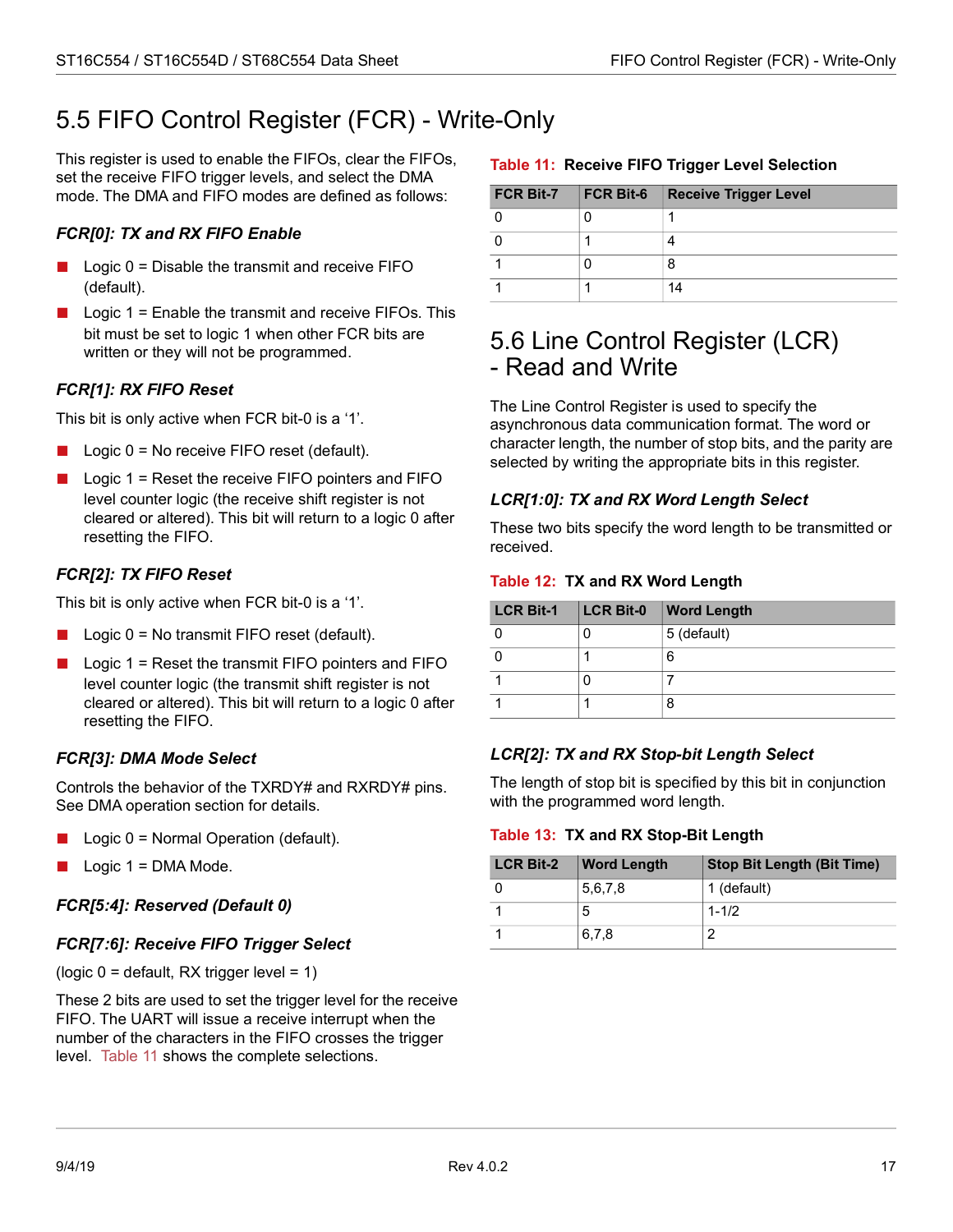## 5.5 FIFO Control Register (FCR) - Write-Only

This register is used to enable the FIFOs, clear the FIFOs, set the receive FIFO trigger levels, and select the DMA mode. The DMA and FIFO modes are defined as follows:

### *FCR[0]: TX and RX FIFO Enable*

- Logic 0 = Disable the transmit and receive FIFO (default).
- Logic 1 = Enable the transmit and receive FIFOs. This bit must be set to logic 1 when other FCR bits are written or they will not be programmed.

### *FCR[1]: RX FIFO Reset*

This bit is only active when FCR bit-0 is a '1'.

- Logic 0 = No receive FIFO reset (default).
- Logic 1 = Reset the receive FIFO pointers and FIFO level counter logic (the receive shift register is not cleared or altered). This bit will return to a logic 0 after resetting the FIFO.

### *FCR[2]: TX FIFO Reset*

This bit is only active when FCR bit-0 is a '1'.

- Logic 0 = No transmit FIFO reset (default).
- Logic 1 = Reset the transmit FIFO pointers and FIFO level counter logic (the transmit shift register is not cleared or altered). This bit will return to a logic 0 after resetting the FIFO.

### *FCR[3]: DMA Mode Select*

Controls the behavior of the TXRDY# and RXRDY# pins. See DMA operation section for details.

- Logic 0 = Normal Operation (default).
- Logic 1 = DMA Mode.

### *FCR[5:4]: Reserved (Default 0)*

### *FCR[7:6]: Receive FIFO Trigger Select*

(logic 0 = default, RX trigger level = 1)

These 2 bits are used to set the trigger level for the receive FIFO. The UART will issue a receive interrupt when the number of the characters in the FIFO crosses the trigger level. Table 11 shows the complete selections.

**Table 11: Receive FIFO Trigger Level Selection**

| FCR Bit-7 | FCR Bit-6 | Receive Trigger Level |
|---|---|---|
| 0 | 0 | 1 |
| 0 | 1 | 4 |
| 1 | 0 | 8 |
| 1 | 1 | 14 |

## 5.6 Line Control Register (LCR) - Read and Write

The Line Control Register is used to specify the asynchronous data communication format. The word or character length, the number of stop bits, and the parity are selected by writing the appropriate bits in this register.

### *LCR[1:0]: TX and RX Word Length Select*

These two bits specify the word length to be transmitted or received.

**Table 12: TX and RX Word Length**

| LCR Bit-1 | LCR Bit-0 | Word Length |
|---|---|---|
| 0 | 0 | 5 (default) |
| 0 | 1 | 6 |
| 1 | 0 | 7 |
| 1 | 1 | 8 |

### *LCR[2]: TX and RX Stop-bit Length Select*

The length of stop bit is specified by this bit in conjunction with the programmed word length.

**Table 13: TX and RX Stop-Bit Length**

| LCR Bit-2 | Word Length | Stop Bit Length (Bit Time) |
|---|---|---|
| 0 | 5,6,7,8 | 1 (default) |
| 1 | 5 | 1-1/2 |
| 1 | 6,7,8 | 2 |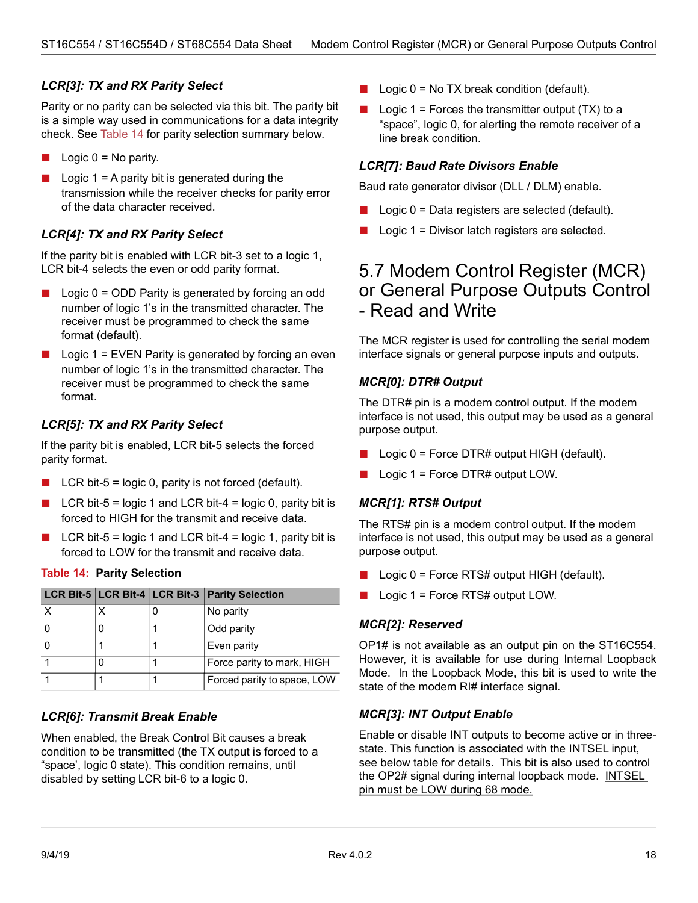### *LCR[3]: TX and RX Parity Select*

Parity or no parity can be selected via this bit. The parity bit is a simple way used in communications for a data integrity check. See Table 14 for parity selection summary below.

- Logic 0 = No parity.
- Logic 1 = A parity bit is generated during the transmission while the receiver checks for parity error of the data character received.

### *LCR[4]: TX and RX Parity Select*

If the parity bit is enabled with LCR bit-3 set to a logic 1, LCR bit-4 selects the even or odd parity format.

- Logic 0 = ODD Parity is generated by forcing an odd number of logic 1's in the transmitted character. The receiver must be programmed to check the same format (default).
- Logic 1 = EVEN Parity is generated by forcing an even number of logic 1's in the transmitted character. The receiver must be programmed to check the same format.

### *LCR[5]: TX and RX Parity Select*

If the parity bit is enabled, LCR bit-5 selects the forced parity format.

- LCR bit-5 = logic 0, parity is not forced (default).
- LCR bit-5 = logic 1 and LCR bit-4 = logic 0, parity bit is forced to HIGH for the transmit and receive data.
- LCR bit-5 = logic 1 and LCR bit-4 = logic 1, parity bit is forced to LOW for the transmit and receive data.

**Table 14: Parity Selection**

| LCR Bit-5 | LCR Bit-4 | LCR Bit-3 | Parity Selection |
|---|---|---|---|
| X | X | 0 | No parity |
| 0 | 0 | 1 | Odd parity |
| 0 | 1 | 1 | Even parity |
| 1 | 0 | 1 | Force parity to mark, HIGH |
| 1 | 1 | 1 | Forced parity to space, LOW |

### *LCR[6]: Transmit Break Enable*

When enabled, the Break Control Bit causes a break condition to be transmitted (the TX output is forced to a "space', logic 0 state). This condition remains, until disabled by setting LCR bit-6 to a logic 0.

- Logic 0 = No TX break condition (default).
- Logic 1 = Forces the transmitter output (TX) to a "space", logic 0, for alerting the remote receiver of a line break condition.

### *LCR[7]: Baud Rate Divisors Enable*

Baud rate generator divisor (DLL / DLM) enable.

- Logic 0 = Data registers are selected (default).
- Logic 1 = Divisor latch registers are selected.

## 5.7 Modem Control Register (MCR) or General Purpose Outputs Control - Read and Write

The MCR register is used for controlling the serial modem interface signals or general purpose inputs and outputs.

### *MCR[0]: DTR# Output*

The DTR# pin is a modem control output. If the modem interface is not used, this output may be used as a general purpose output.

- Logic 0 = Force DTR# output HIGH (default).
- Logic 1 = Force DTR# output LOW.

### *MCR[1]: RTS# Output*

The RTS# pin is a modem control output. If the modem interface is not used, this output may be used as a general purpose output.

- Logic 0 = Force RTS# output HIGH (default).
- Logic 1 = Force RTS# output LOW.

### *MCR[2]: Reserved*

OP1# is not available as an output pin on the ST16C554. However, it is available for use during Internal Loopback Mode. In the Loopback Mode, this bit is used to write the state of the modem RI# interface signal.

### *MCR[3]: INT Output Enable*

Enable or disable INT outputs to become active or in three-state. This function is associated with the INTSEL input, see below table for details. This bit is also used to control the OP2# signal during internal loopback mode. INTSEL pin must be LOW during 68 mode.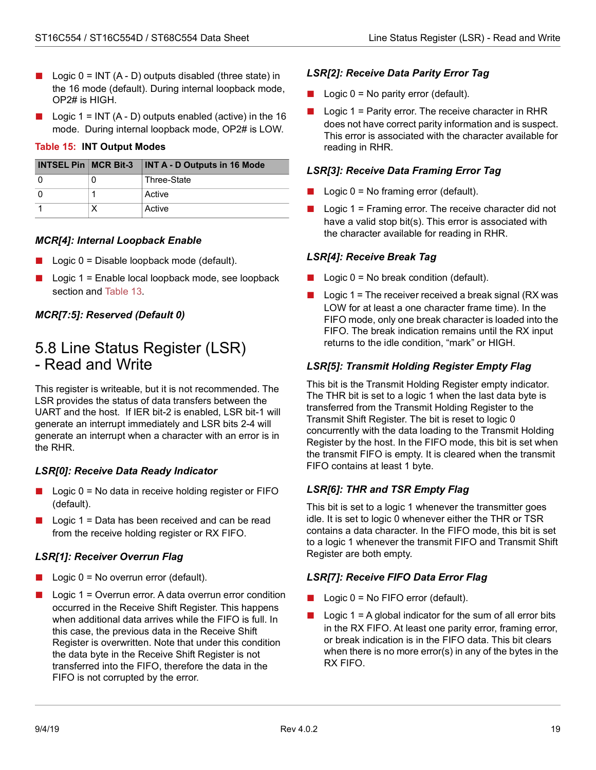- Logic 0 = INT (A - D) outputs disabled (three state) in the 16 mode (default). During internal loopback mode, OP2# is HIGH.
- Logic 1 = INT (A - D) outputs enabled (active) in the 16 mode. During internal loopback mode, OP2# is LOW.

**Table 15: INT Output Modes**

| INTSEL Pin | MCR Bit-3 | INT A - D Outputs in 16 Mode |
|---|---|---|
| 0 | 0 | Three-State |
| 0 | 1 | Active |
| 1 | X | Active |

#### *MCR[4]: Internal Loopback Enable*

- Logic 0 = Disable loopback mode (default).
- Logic 1 = Enable local loopback mode, see loopback section and Table 13.

#### *MCR[7:5]: Reserved (Default 0)*

## 5.8 Line Status Register (LSR) - Read and Write

This register is writeable, but it is not recommended. The LSR provides the status of data transfers between the UART and the host. If IER bit-2 is enabled, LSR bit-1 will generate an interrupt immediately and LSR bits 2-4 will generate an interrupt when a character with an error is in the RHR.

#### *LSR[0]: Receive Data Ready Indicator*

- Logic 0 = No data in receive holding register or FIFO (default).
- Logic 1 = Data has been received and can be read from the receive holding register or RX FIFO.

#### *LSR[1]: Receiver Overrun Flag*

- Logic 0 = No overrun error (default).
- Logic 1 = Overrun error. A data overrun error condition occurred in the Receive Shift Register. This happens when additional data arrives while the FIFO is full. In this case, the previous data in the Receive Shift Register is overwritten. Note that under this condition the data byte in the Receive Shift Register is not transferred into the FIFO, therefore the data in the FIFO is not corrupted by the error.

#### *LSR[2]: Receive Data Parity Error Tag*

- Logic 0 = No parity error (default).
- Logic 1 = Parity error. The receive character in RHR does not have correct parity information and is suspect. This error is associated with the character available for reading in RHR.

#### *LSR[3]: Receive Data Framing Error Tag*

- Logic 0 = No framing error (default).
- Logic 1 = Framing error. The receive character did not have a valid stop bit(s). This error is associated with the character available for reading in RHR.

#### *LSR[4]: Receive Break Tag*

- Logic 0 = No break condition (default).
- Logic 1 = The receiver received a break signal (RX was LOW for at least a one character frame time). In the FIFO mode, only one break character is loaded into the FIFO. The break indication remains until the RX input returns to the idle condition, "mark" or HIGH.

#### *LSR[5]: Transmit Holding Register Empty Flag*

This bit is the Transmit Holding Register empty indicator. The THR bit is set to a logic 1 when the last data byte is transferred from the Transmit Holding Register to the Transmit Shift Register. The bit is reset to logic 0 concurrently with the data loading to the Transmit Holding Register by the host. In the FIFO mode, this bit is set when the transmit FIFO is empty. It is cleared when the transmit FIFO contains at least 1 byte.

#### *LSR[6]: THR and TSR Empty Flag*

This bit is set to a logic 1 whenever the transmitter goes idle. It is set to logic 0 whenever either the THR or TSR contains a data character. In the FIFO mode, this bit is set to a logic 1 whenever the transmit FIFO and Transmit Shift Register are both empty.

#### *LSR[7]: Receive FIFO Data Error Flag*

- Logic 0 = No FIFO error (default).
- Logic 1 = A global indicator for the sum of all error bits in the RX FIFO. At least one parity error, framing error, or break indication is in the FIFO data. This bit clears when there is no more error(s) in any of the bytes in the RX FIFO.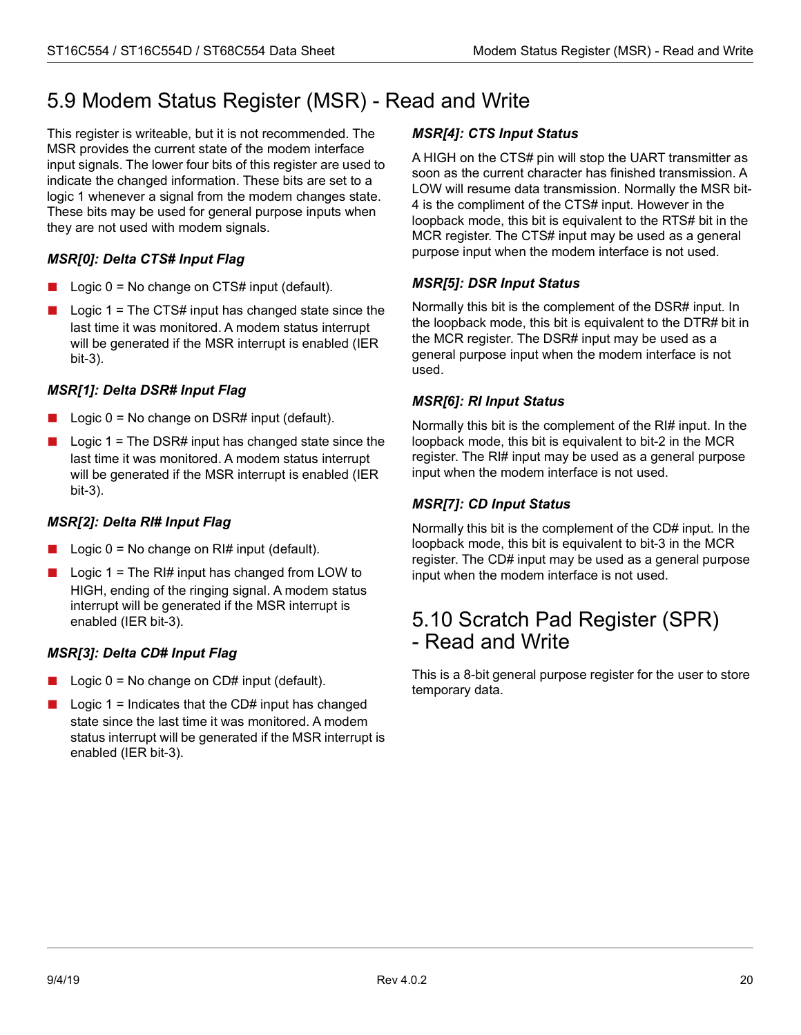## 5.9 Modem Status Register (MSR) - Read and Write

This register is writeable, but it is not recommended. The MSR provides the current state of the modem interface input signals. The lower four bits of this register are used to indicate the changed information. These bits are set to a logic 1 whenever a signal from the modem changes state. These bits may be used for general purpose inputs when they are not used with modem signals.

### *MSR[0]: Delta CTS# Input Flag*

- Logic 0 = No change on CTS# input (default).
- Logic 1 = The CTS# input has changed state since the last time it was monitored. A modem status interrupt will be generated if the MSR interrupt is enabled (IER bit-3).

### *MSR[1]: Delta DSR# Input Flag*

- Logic 0 = No change on DSR# input (default).
- Logic 1 = The DSR# input has changed state since the last time it was monitored. A modem status interrupt will be generated if the MSR interrupt is enabled (IER bit-3).

### *MSR[2]: Delta RI# Input Flag*

- Logic 0 = No change on RI# input (default).
- Logic 1 = The RI# input has changed from LOW to HIGH, ending of the ringing signal. A modem status interrupt will be generated if the MSR interrupt is enabled (IER bit-3).

### *MSR[3]: Delta CD# Input Flag*

- Logic 0 = No change on CD# input (default).
- Logic 1 = Indicates that the CD# input has changed state since the last time it was monitored. A modem status interrupt will be generated if the MSR interrupt is enabled (IER bit-3).

### *MSR[4]: CTS Input Status*

A HIGH on the CTS# pin will stop the UART transmitter as soon as the current character has finished transmission. A LOW will resume data transmission. Normally the MSR bit-4 is the compliment of the CTS# input. However in the loopback mode, this bit is equivalent to the RTS# bit in the MCR register. The CTS# input may be used as a general purpose input when the modem interface is not used.

### *MSR[5]: DSR Input Status*

Normally this bit is the complement of the DSR# input. In the loopback mode, this bit is equivalent to the DTR# bit in the MCR register. The DSR# input may be used as a general purpose input when the modem interface is not used.

### *MSR[6]: RI Input Status*

Normally this bit is the complement of the RI# input. In the loopback mode, this bit is equivalent to bit-2 in the MCR register. The RI# input may be used as a general purpose input when the modem interface is not used.

### *MSR[7]: CD Input Status*

Normally this bit is the complement of the CD# input. In the loopback mode, this bit is equivalent to bit-3 in the MCR register. The CD# input may be used as a general purpose input when the modem interface is not used.

## 5.10 Scratch Pad Register (SPR) - Read and Write

This is a 8-bit general purpose register for the user to store temporary data.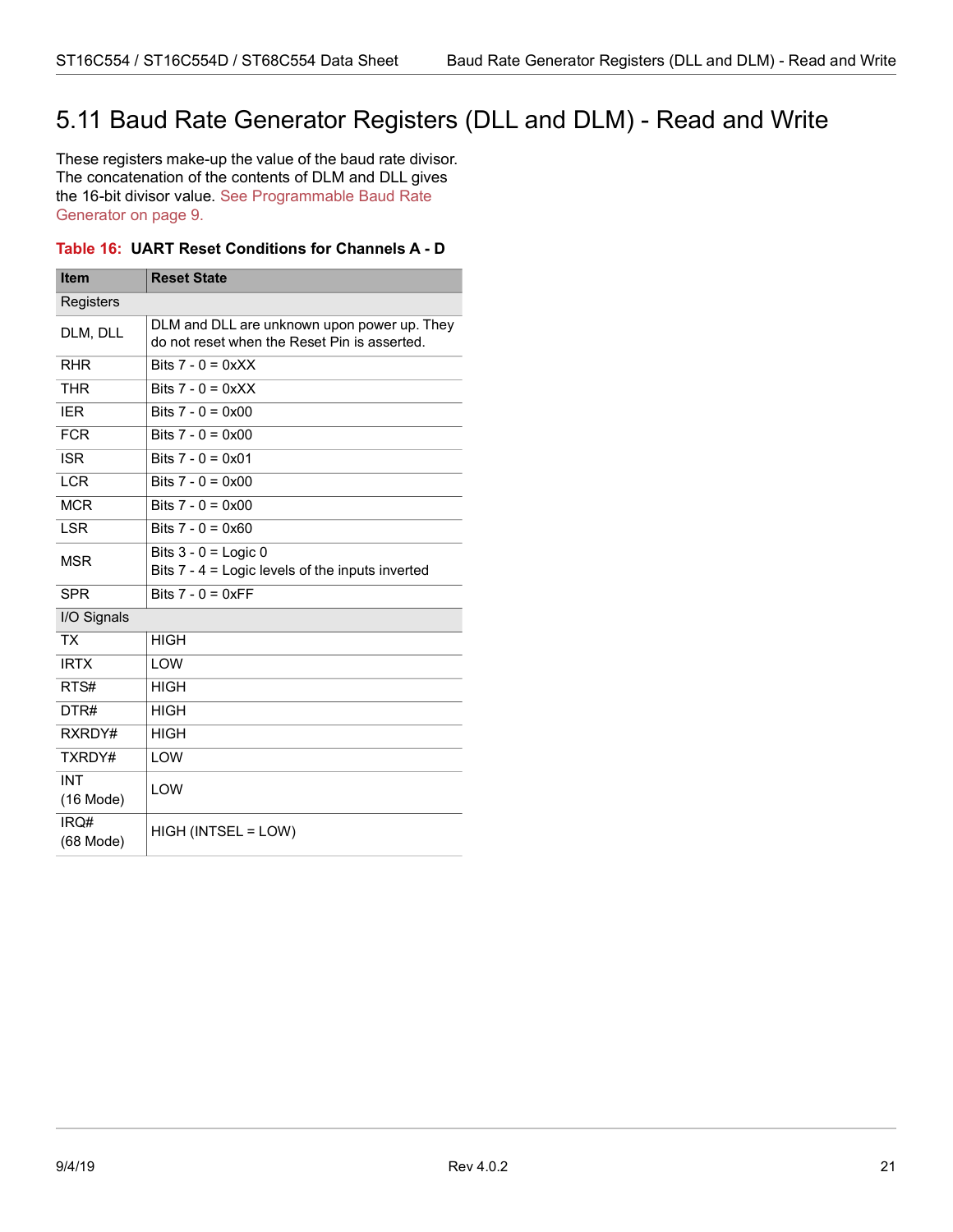## 5.11 Baud Rate Generator Registers (DLL and DLM) - Read and Write

These registers make-up the value of the baud rate divisor. The concatenation of the contents of DLM and DLL gives the 16-bit divisor value. See Programmable Baud Rate Generator on page 9.

**Table 16: UART Reset Conditions for Channels A - D**

| Item | Reset State |
|---|---|
| Registers | |
| DLM, DLL | DLM and DLL are unknown upon power up. They do not reset when the Reset Pin is asserted. |
| RHR | Bits 7 - 0 = 0xXX |
| THR | Bits 7 - 0 = 0xXX |
| IER | Bits 7 - 0 = 0x00 |
| FCR | Bits 7 - 0 = 0x00 |
| ISR | Bits 7 - 0 = 0x01 |
| LCR | Bits 7 - 0 = 0x00 |
| MCR | Bits 7 - 0 = 0x00 |
| LSR | Bits 7 - 0 = 0x60 |
| MSR | Bits 3 - 0 = Logic 0<br>Bits 7 - 4 = Logic levels of the inputs inverted |
| SPR | Bits 7 - 0 = 0xFF |
| I/O Signals | |
| TX | HIGH |
| IRTX | LOW |
| RTS# | HIGH |
| DTR# | HIGH |
| RXRDY# | HIGH |
| TXRDY# | LOW |
| INT (16 Mode) | LOW |
| IRQ# (68 Mode) | HIGH (INTSEL = LOW) |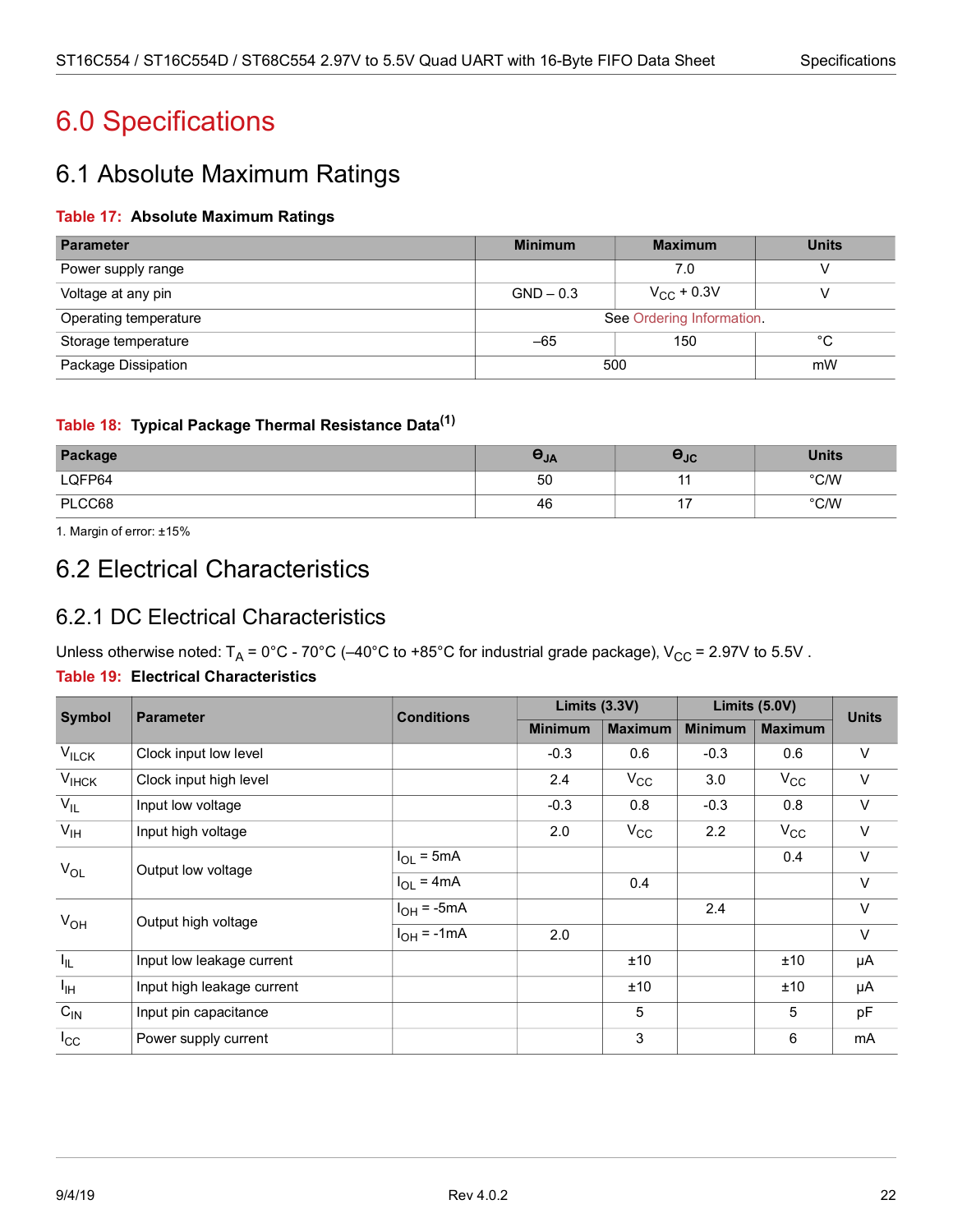# 6.0 Specifications

## 6.1 Absolute Maximum Ratings

**Table 17: Absolute Maximum Ratings**

| Parameter | Minimum | Maximum | Units |
|---|---|---|---|
| Power supply range | | 7.0 | V |
| Voltage at any pin | GND – 0.3 | $V_{CC}$ + 0.3V | V |
| Operating temperature | See Ordering Information. | | |
| Storage temperature | –65 | 150 | °C |
| Package Dissipation | 500 | | mW |

**Table 18: Typical Package Thermal Resistance Data**[1]

| Package | $\theta_{JA}$ | $\theta_{JC}$ | Units |
|---|---|---|---|
| LQFP64 | 50 | 11 | °C/W |
| PLCC68 | 46 | 17 | °C/W |

1. Margin of error: ±15%

## 6.2 Electrical Characteristics

### 6.2.1 DC Electrical Characteristics

Unless otherwise noted: $T_A$ = 0°C - 70°C (–40°C to +85°C for industrial grade package), $V_{CC}$ = 2.97V to 5.5V .

**Table 19: Electrical Characteristics**

| Symbol | Parameter | Conditions | Limits (3.3V) | | Limits (5.0V) | | Units |
|---|---|---|---|---|---|---|---|
| | | | Minimum | Maximum | Minimum | Maximum | |
| $V_{ILCK}$ | Clock input low level | | -0.3 | 0.6 | -0.3 | 0.6 | V |
| $V_{IHCK}$ | Clock input high level | | 2.4 | $V_{CC}$ | 3.0 | $V_{CC}$ | V |
| $V_{IL}$ | Input low voltage | | -0.3 | 0.8 | -0.3 | 0.8 | V |
| $V_{IH}$ | Input high voltage | | 2.0 | $V_{CC}$ | 2.2 | $V_{CC}$ | V |
| $V_{OL}$ | Output low voltage | $I_{OL}$ = 5mA | | | | 0.4 | V |
| | | $I_{OL}$ = 4mA | | 0.4 | | | V |
| $V_{OH}$ | Output high voltage | $I_{OH}$ = -5mA | | | 2.4 | | V |
| | | $I_{OH}$ = -1mA | 2.0 | | | | V |
| $I_{IL}$ | Input low leakage current | | | ±10 | | ±10 | µA |
| $I_{IH}$ | Input high leakage current | | | ±10 | | ±10 | µA |
| $C_{IN}$ | Input pin capacitance | | | 5 | | 5 | pF |
| $I_{CC}$ | Power supply current | | | 3 | | 6 | mA |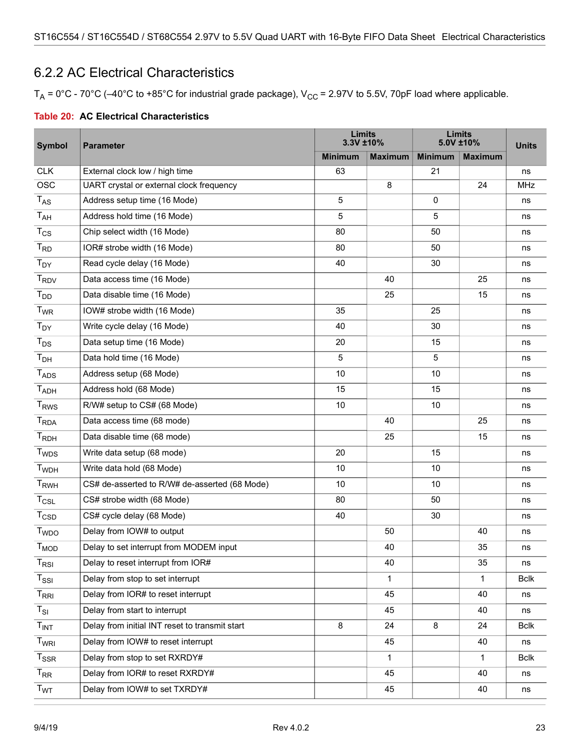## 6.2.2 AC Electrical Characteristics

$T_A$ = 0°C - 70°C (–40°C to +85°C for industrial grade package), $V_{CC}$ = 2.97V to 5.5V, 70pF load where applicable.

**Table 20: AC Electrical Characteristics**

| Symbol | Parameter | Limits 3.3V ±10% | | Limits 5.0V ±10% | | Units |
|---|---|---|---|---|---|---|
| | | Minimum | Maximum | Minimum | Maximum | |
| CLK | External clock low / high time | 63 | | 21 | | ns |
| OSC | UART crystal or external clock frequency | | 8 | | 24 | MHz |
| $T_{AS}$ | Address setup time (16 Mode) | 5 | | 0 | | ns |
| $T_{AH}$ | Address hold time (16 Mode) | 5 | | 5 | | ns |
| $T_{CS}$ | Chip select width (16 Mode) | 80 | | 50 | | ns |
| $T_{RD}$ | IOR# strobe width (16 Mode) | 80 | | 50 | | ns |
| $T_{DY}$ | Read cycle delay (16 Mode) | 40 | | 30 | | ns |
| $T_{RDV}$ | Data access time (16 Mode) | | 40 | | 25 | ns |
| $T_{DD}$ | Data disable time (16 Mode) | | 25 | | 15 | ns |
| $T_{WR}$ | IOW# strobe width (16 Mode) | 35 | | 25 | | ns |
| $T_{DY}$ | Write cycle delay (16 Mode) | 40 | | 30 | | ns |
| $T_{DS}$ | Data setup time (16 Mode) | 20 | | 15 | | ns |
| $T_{DH}$ | Data hold time (16 Mode) | 5 | | 5 | | ns |
| $T_{ADS}$ | Address setup (68 Mode) | 10 | | 10 | | ns |
| $T_{ADH}$ | Address hold (68 Mode) | 15 | | 15 | | ns |
| $T_{RWS}$ | R/W# setup to CS# (68 Mode) | 10 | | 10 | | ns |
| $T_{RDA}$ | Data access time (68 mode) | | 40 | | 25 | ns |
| $T_{RDH}$ | Data disable time (68 mode) | | 25 | | 15 | ns |
| $T_{WDS}$ | Write data setup (68 mode) | 20 | | 15 | | ns |
| $T_{WDH}$ | Write data hold (68 Mode) | 10 | | 10 | | ns |
| $T_{RWH}$ | CS# de-asserted to R/W# de-asserted (68 Mode) | 10 | | 10 | | ns |
| $T_{CSL}$ | CS# strobe width (68 Mode) | 80 | | 50 | | ns |
| $T_{CSD}$ | CS# cycle delay (68 Mode) | 40 | | 30 | | ns |
| $T_{WDO}$ | Delay from IOW# to output | | 50 | | 40 | ns |
| $T_{MOD}$ | Delay to set interrupt from MODEM input | | 40 | | 35 | ns |
| $T_{RSI}$ | Delay to reset interrupt from IOR# | | 40 | | 35 | ns |
| $T_{SSI}$ | Delay from stop to set interrupt | | 1 | | 1 | Bclk |
| $T_{RRI}$ | Delay from IOR# to reset interrupt | | 45 | | 40 | ns |
| $T_{SI}$ | Delay from start to interrupt | | 45 | | 40 | ns |
| $T_{INT}$ | Delay from initial INT reset to transmit start | 8 | 24 | 8 | 24 | Bclk |
| $T_{WRI}$ | Delay from IOW# to reset interrupt | | 45 | | 40 | ns |
| $T_{SSR}$ | Delay from stop to set RXRDY# | | 1 | | 1 | Bclk |
| $T_{RR}$ | Delay from IOR# to reset RXRDY# | | 45 | | 40 | ns |
| $T_{WT}$ | Delay from IOW# to set TXRDY# | | 45 | | 40 | ns |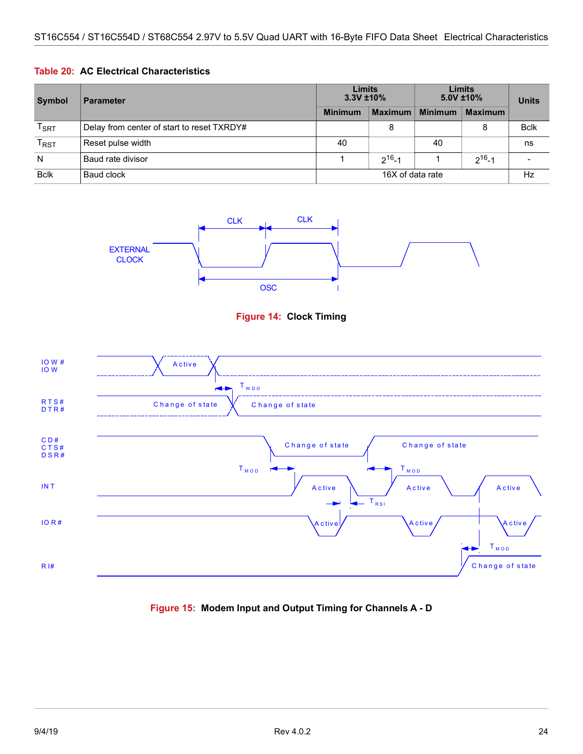**Table 20: AC Electrical Characteristics**

| Symbol | Parameter | Limits 3.3V ±10% | | Limits 5.0V ±10% | | Units |
|---|---|---|---|---|---|---|
| | | Minimum | Maximum | Minimum | Maximum | |
| $T_{SRT}$ | Delay from center of start to reset TXRDY# | | 8 | | 8 | Bclk |
| $T_{RST}$ | Reset pulse width | 40 | | 40 | | ns |
| N | Baud rate divisor | 1 | $2^{16}$-1 | 1 | $2^{16}$-1 | - |
| Bclk | Baud clock | 16X of data rate | | | | Hz |

**Figure 14: Clock Timing**

**Figure 15: Modem Input and Output Timing for Channels A - D**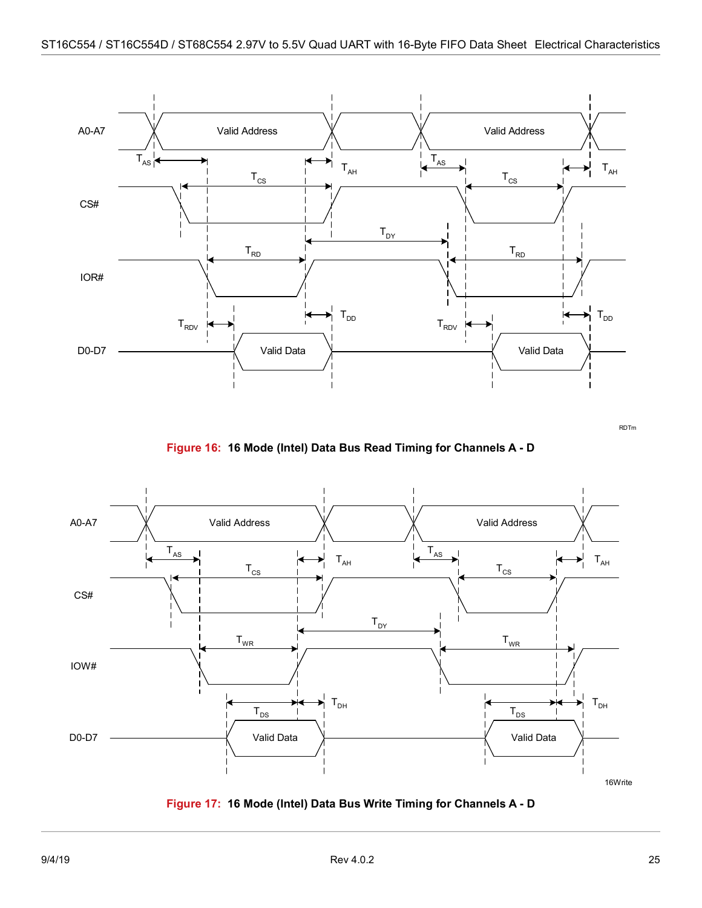A0-A7 Valid Address Valid Address

$T_{AS}$ $T_{AH}$ $T_{AS}$ $T_{AH}$

$T_{CS}$ $T_{CS}$

CS#

$T_{DY}$

$T_{RD}$ $T_{RD}$

IOR#

$T_{DD}$ $T_{DD}$

$T_{RDV}$ $T_{RDV}$

D0-D7 Valid Data Valid Data

RDTm

**Figure 16: 16 Mode (Intel) Data Bus Read Timing for Channels A - D**

A0-A7 Valid Address Valid Address

$T_{AS}$ $T_{AH}$ $T_{AS}$ $T_{AH}$

$T_{CS}$ $T_{CS}$

CS#

$T_{DY}$

$T_{WR}$ $T_{WR}$

IOW#

$T_{DH}$ $T_{DH}$

$T_{DS}$ $T_{DS}$

D0-D7 Valid Data Valid Data

16Write

**Figure 17: 16 Mode (Intel) Data Bus Write Timing for Channels A - D**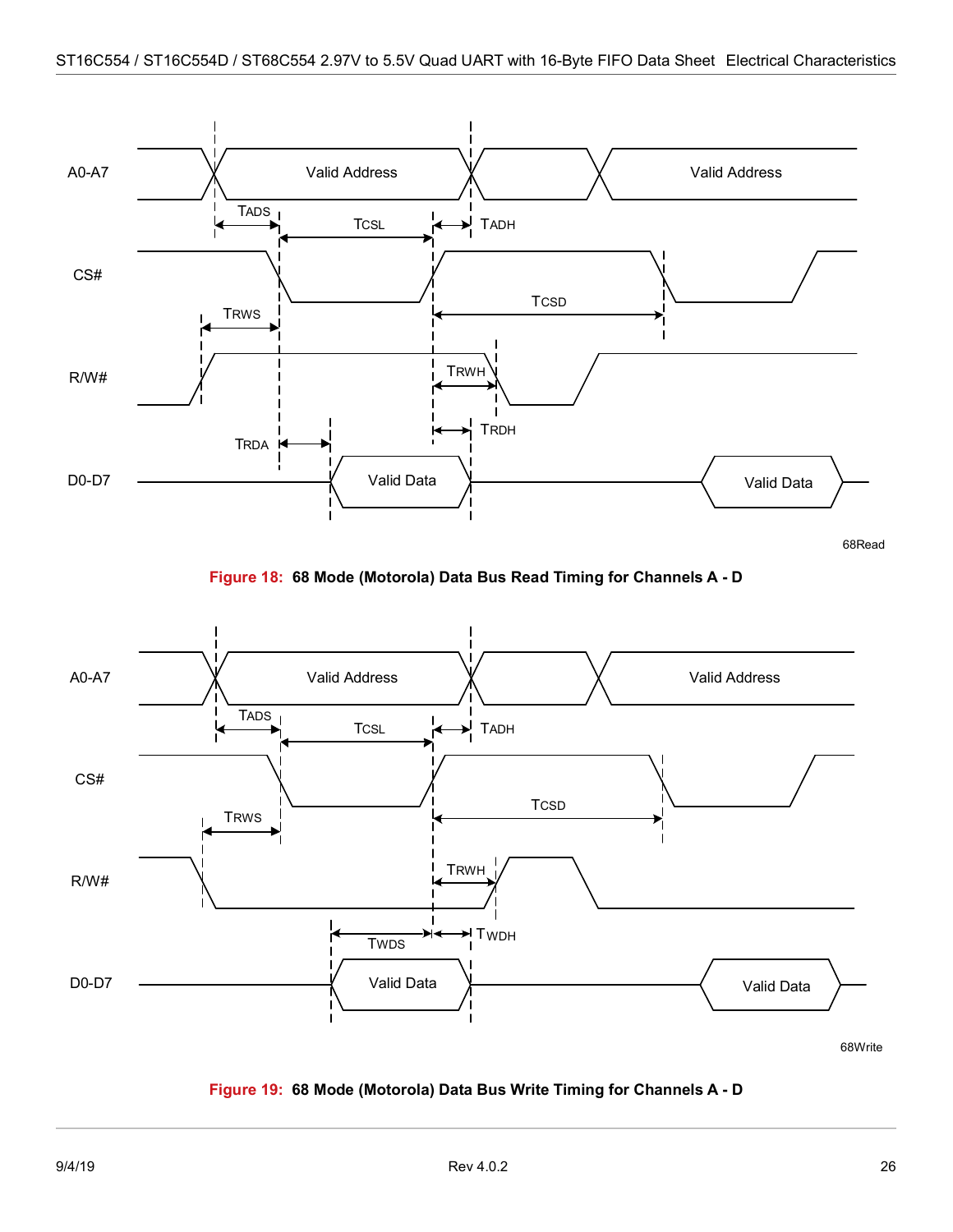A0-A7

Valid Address

Valid Address

TADS

TCSL

TADH

CS#

TCSD

TRWS

R/W#

TRWH

TRDH

TRDA

D0-D7

Valid Data

Valid Data

68Read

**Figure 18: 68 Mode (Motorola) Data Bus Read Timing for Channels A - D**

A0-A7

Valid Address

Valid Address

TADS

TCSL

TADH

CS#

TCSD

TRWS

R/W#

TRWH

TWDS

TWDH

D0-D7

Valid Data

Valid Data

68Write

**Figure 19: 68 Mode (Motorola) Data Bus Write Timing for Channels A - D**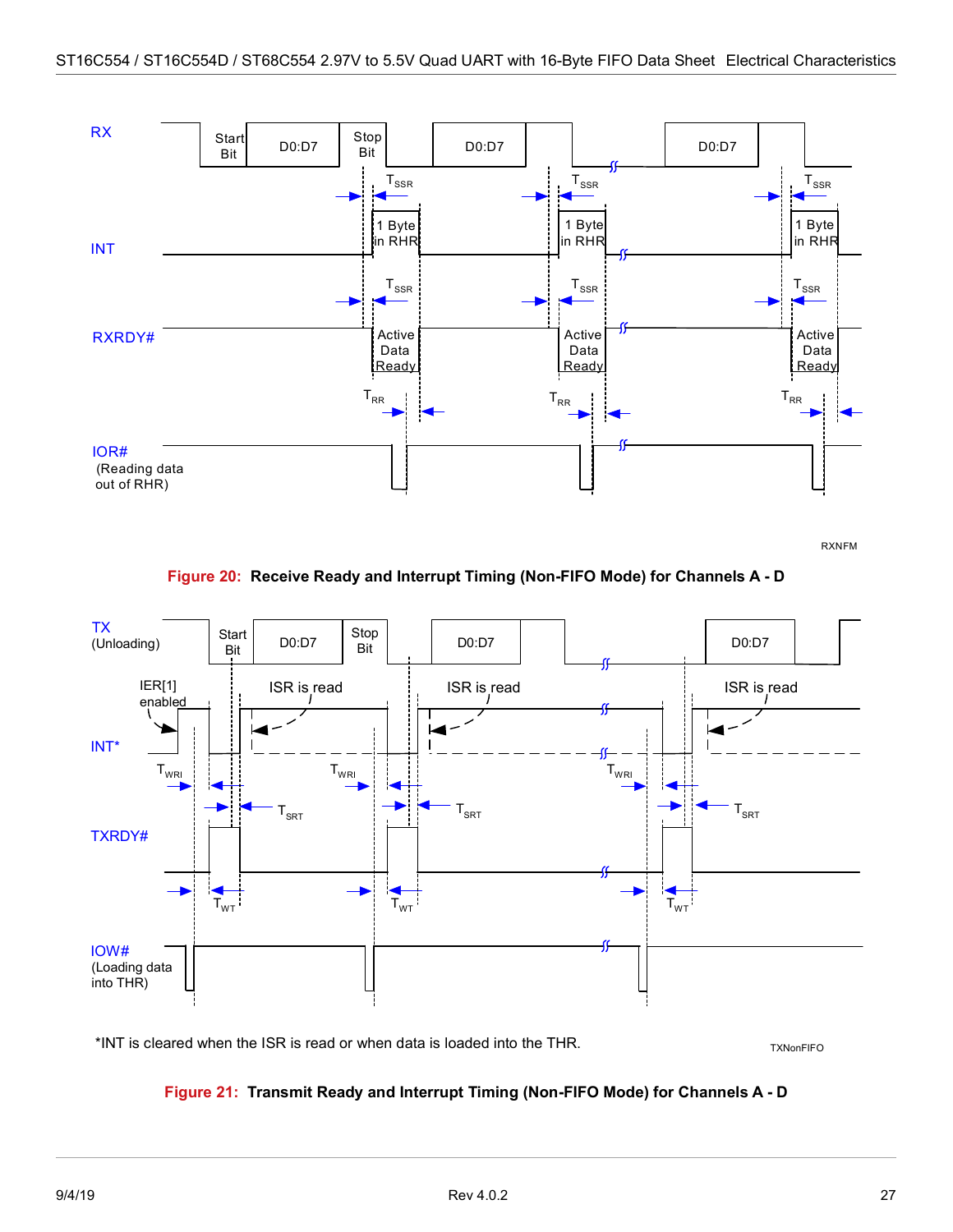Figure 20: Receive Ready and Interrupt Timing (Non-FIFO Mode) for Channels A - D

*INT is cleared when the ISR is read or when data is loaded into the THR.

Figure 21: Transmit Ready and Interrupt Timing (Non-FIFO Mode) for Channels A - D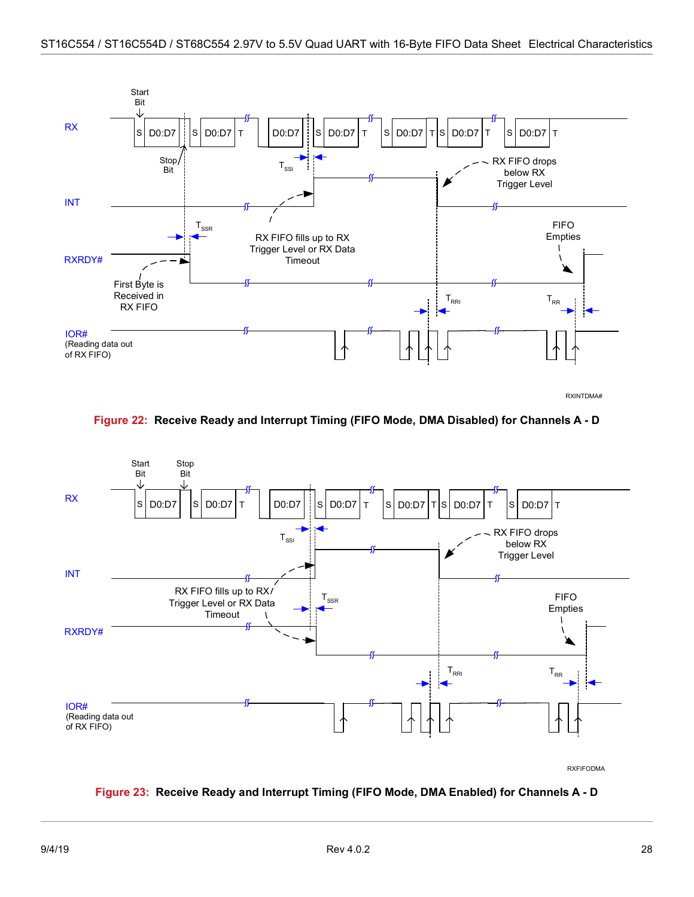**Figure 22: Receive Ready and Interrupt Timing (FIFO Mode, DMA Disabled) for Channels A - D**

**Figure 23: Receive Ready and Interrupt Timing (FIFO Mode, DMA Enabled) for Channels A - D**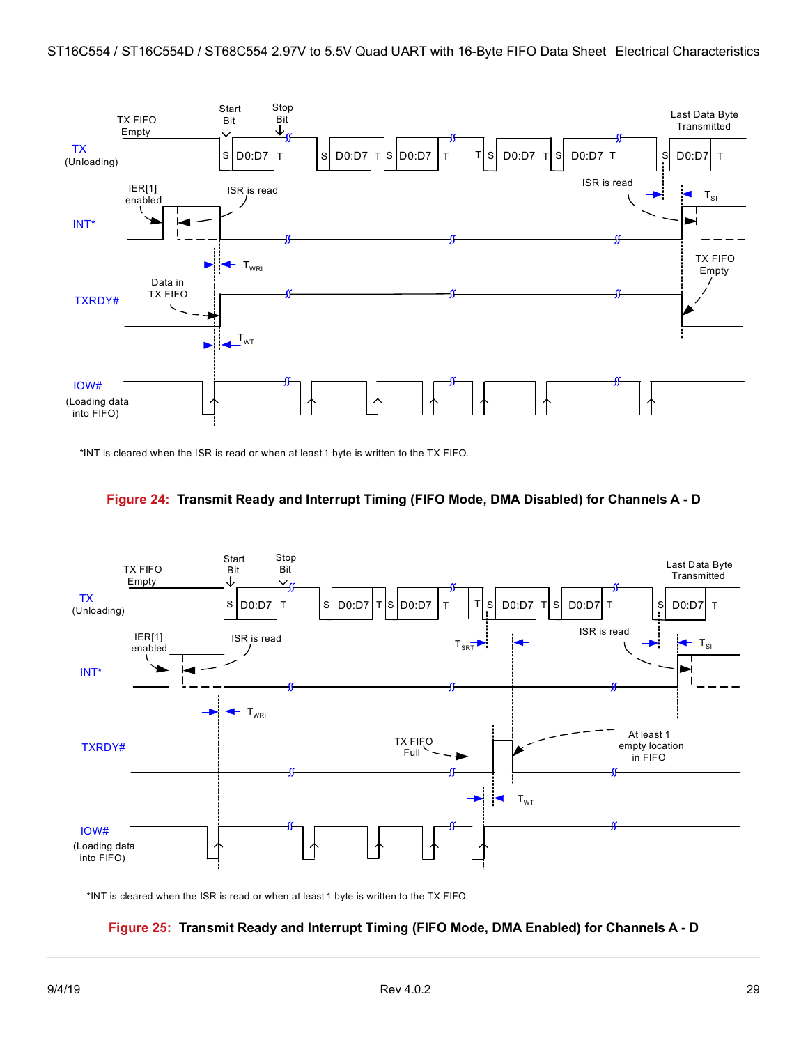*INT is cleared when the ISR is read or when at least 1 byte is written to the TX FIFO.

**Figure 24: Transmit Ready and Interrupt Timing (FIFO Mode, DMA Disabled) for Channels A - D**

*INT is cleared when the ISR is read or when at least 1 byte is written to the TX FIFO.

**Figure 25: Transmit Ready and Interrupt Timing (FIFO Mode, DMA Enabled) for Channels A - D**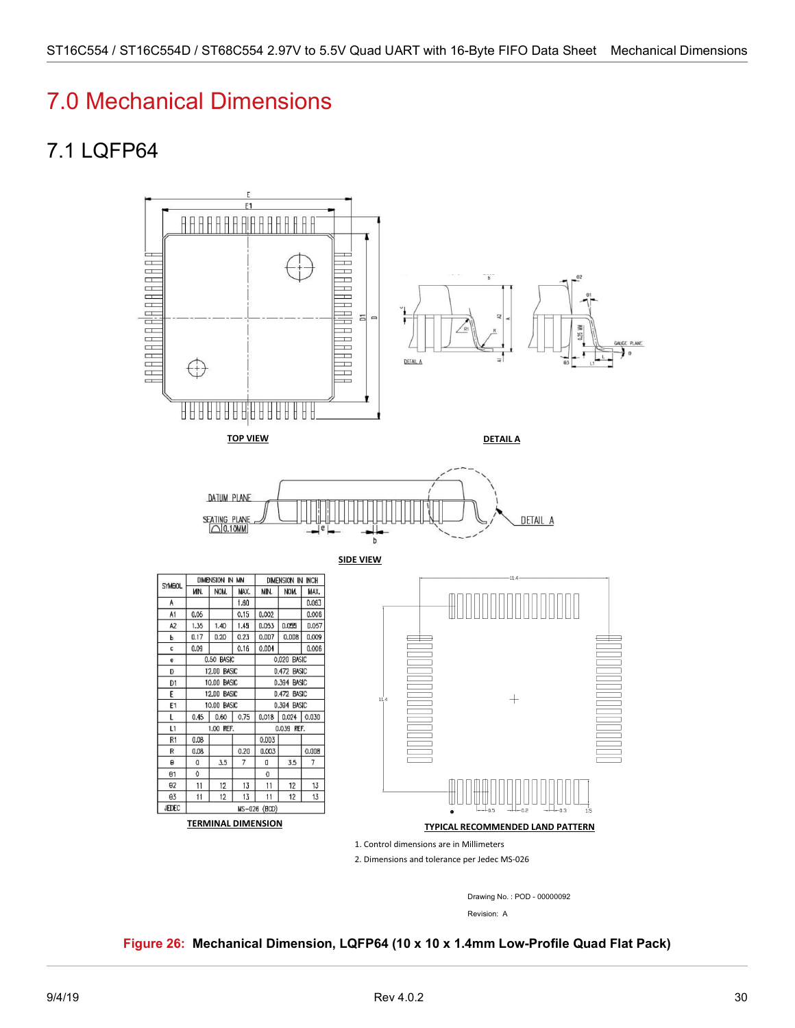# 7.0 Mechanical Dimensions

## 7.1 LQFP64

TOP VIEW

DETAIL A

SIDE VIEW

| SYMBOL | DIMENSION IN MM | | | DIMENSION IN INCH | | |
|---|---|---|---|---|---|---|
| | MIN. | NOM. | MAX. | MIN. | NOM. | MAX. |
| A | | | 1.60 | | | 0.063 |
| A1 | 0.05 | | 0.15 | 0.002 | | 0.006 |
| A2 | 1.35 | 1.40 | 1.45 | 0.053 | 0.055 | 0.057 |
| b | 0.17 | 0.20 | 0.23 | 0.007 | 0.008 | 0.009 |
| c | 0.09 | | 0.16 | 0.004 | | 0.006 |
| e | 0.50 BASIC | | | 0.020 BASIC | | |
| D | 12.00 BASIC | | | 0.472 BASIC | | |
| D1 | 10.00 BASIC | | | 0.394 BASIC | | |
| E | 12.00 BASIC | | | 0.472 BASIC | | |
| E1 | 10.00 BASIC | | | 0.394 BASIC | | |
| L | 0.45 | 0.60 | 0.75 | 0.018 | 0.024 | 0.030 |
| L1 | 1.00 REF. | | | 0.039 REF. | | |
| R1 | 0.08 | | | 0.003 | | |
| R | 0.08 | | 0.20 | 0.003 | | 0.008 |
| θ | 0 | 3.5 | 7 | 0 | 3.5 | 7 |
| θ1 | 0 | | | 0 | | |
| θ2 | 11 | 12 | 13 | 11 | 12 | 13 |
| θ3 | 11 | 12 | 13 | 11 | 12 | 13 |
| JEDEC | MS-026 (BCD) | | | | | |

TERMINAL DIMENSION

TYPICAL RECOMMENDED LAND PATTERN

1. Control dimensions are in Millimeters
2. Dimensions and tolerance per Jedec MS-026

Drawing No. : POD - 00000092

Revision: A

**Figure 26: Mechanical Dimension, LQFP64 (10 x 10 x 1.4mm Low-Profile Quad Flat Pack)**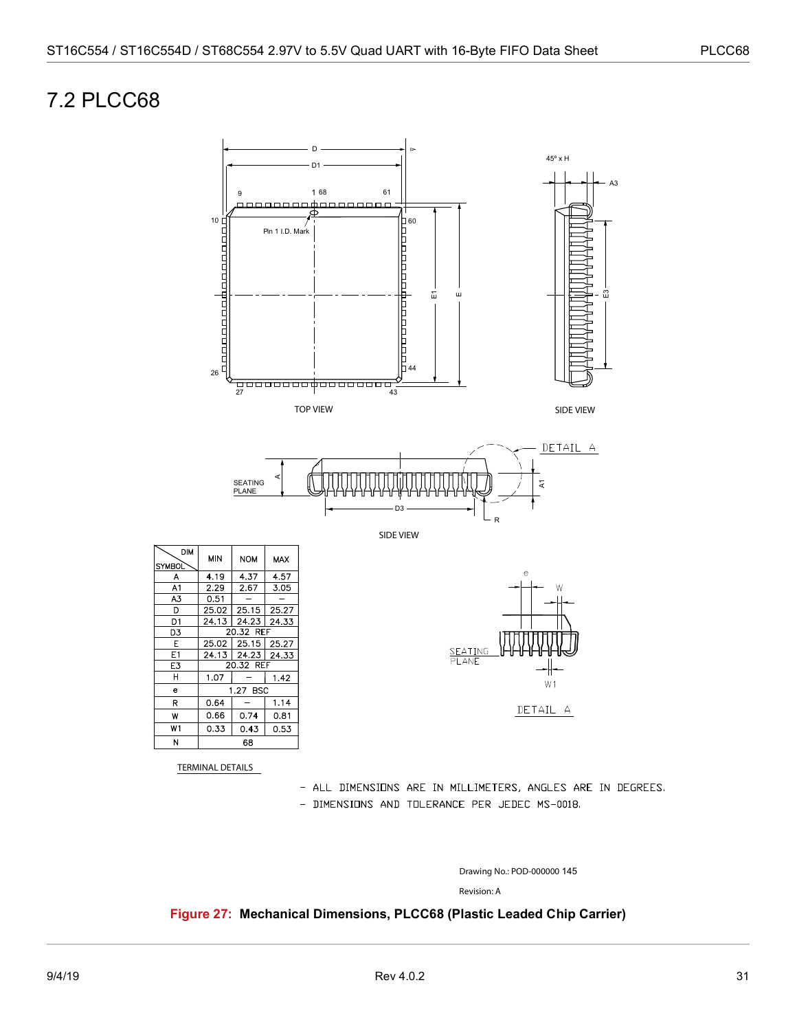## 7.2 PLCC68

| DIM / SYMBOL | MIN | NOM | MAX |
|---|---|---|---|
| A | 4.19 | 4.37 | 4.57 |
| A1 | 2.29 | 2.67 | 3.05 |
| A3 | 0.51 | – | – |
| D | 25.02 | 25.15 | 25.27 |
| D1 | 24.13 | 24.23 | 24.33 |
| D3 | 20.32 REF | | |
| E | 25.02 | 25.15 | 25.27 |
| E1 | 24.13 | 24.23 | 24.33 |
| E3 | 20.32 REF | | |
| H | 1.07 | – | 1.42 |
| e | 1.27 BSC | | |
| R | 0.64 | – | 1.14 |
| W | 0.66 | 0.74 | 0.81 |
| W1 | 0.33 | 0.43 | 0.53 |
| N | 68 | | |

TERMINAL DETAILS

- ALL DIMENSIONS ARE IN MILLIMETERS, ANGLES ARE IN DEGREES.
- DIMENSIONS AND TOLERANCE PER JEDEC MS-0018.

Drawing No.: POD-000000 145

Revision: A

**Figure 27: Mechanical Dimensions, PLCC68 (Plastic Leaded Chip Carrier)**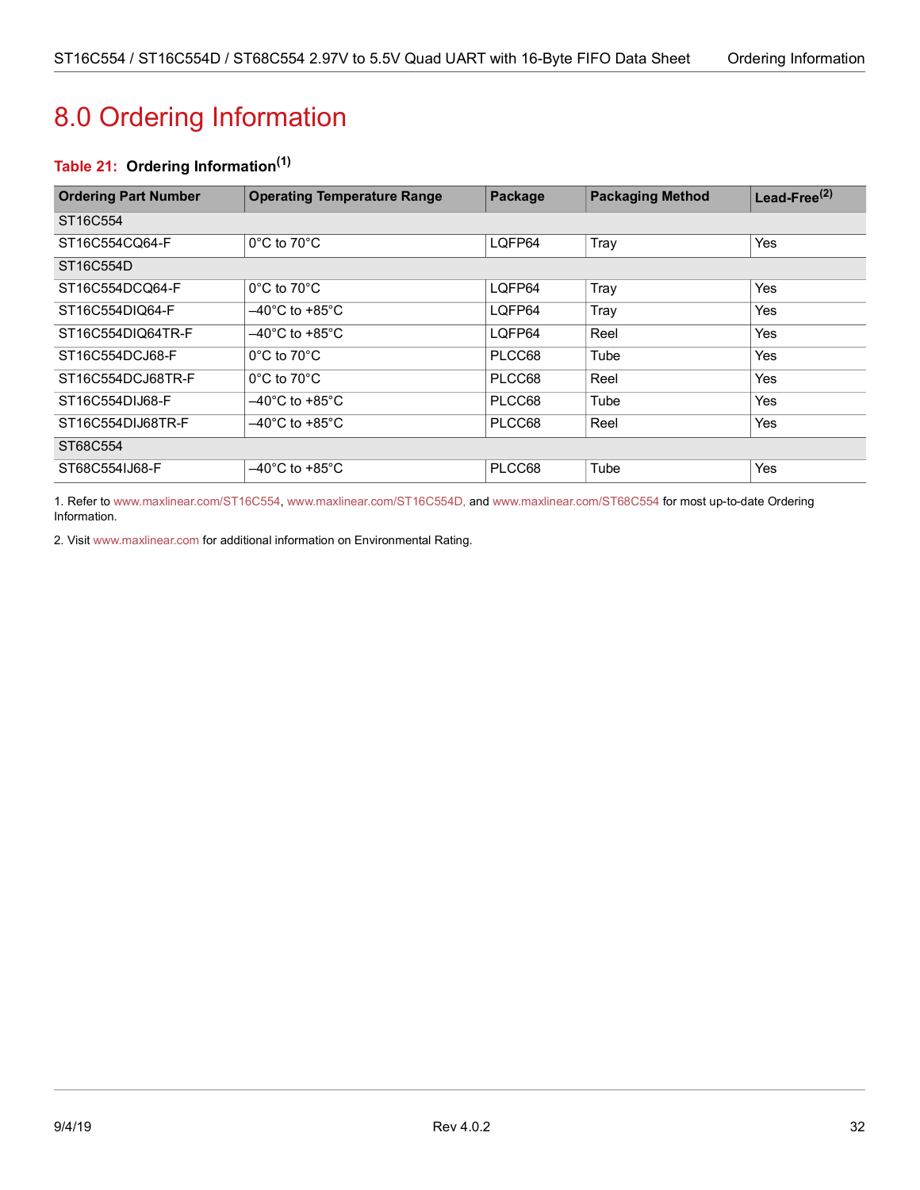# 8.0 Ordering Information

**Table 21: Ordering Information[1]**

| Ordering Part Number | Operating Temperature Range | Package | Packaging Method | Lead-Free[2] |
|---|---|---|---|---|
| ST16C554 | | | | |
| ST16C554CQ64-F | 0°C to 70°C | LQFP64 | Tray | Yes |
| ST16C554D | | | | |
| ST16C554DCQ64-F | 0°C to 70°C | LQFP64 | Tray | Yes |
| ST16C554DIQ64-F | –40°C to +85°C | LQFP64 | Tray | Yes |
| ST16C554DIQ64TR-F | –40°C to +85°C | LQFP64 | Reel | Yes |
| ST16C554DCJ68-F | 0°C to 70°C | PLCC68 | Tube | Yes |
| ST16C554DCJ68TR-F | 0°C to 70°C | PLCC68 | Reel | Yes |
| ST16C554DIJ68-F | –40°C to +85°C | PLCC68 | Tube | Yes |
| ST16C554DIJ68TR-F | –40°C to +85°C | PLCC68 | Reel | Yes |
| ST68C554 | | | | |
| ST68C554IJ68-F | –40°C to +85°C | PLCC68 | Tube | Yes |

1. Refer to www.maxlinear.com/ST16C554, www.maxlinear.com/ST16C554D, and www.maxlinear.com/ST68C554 for most up-to-date Ordering Information.

2. Visit www.maxlinear.com for additional information on Environmental Rating.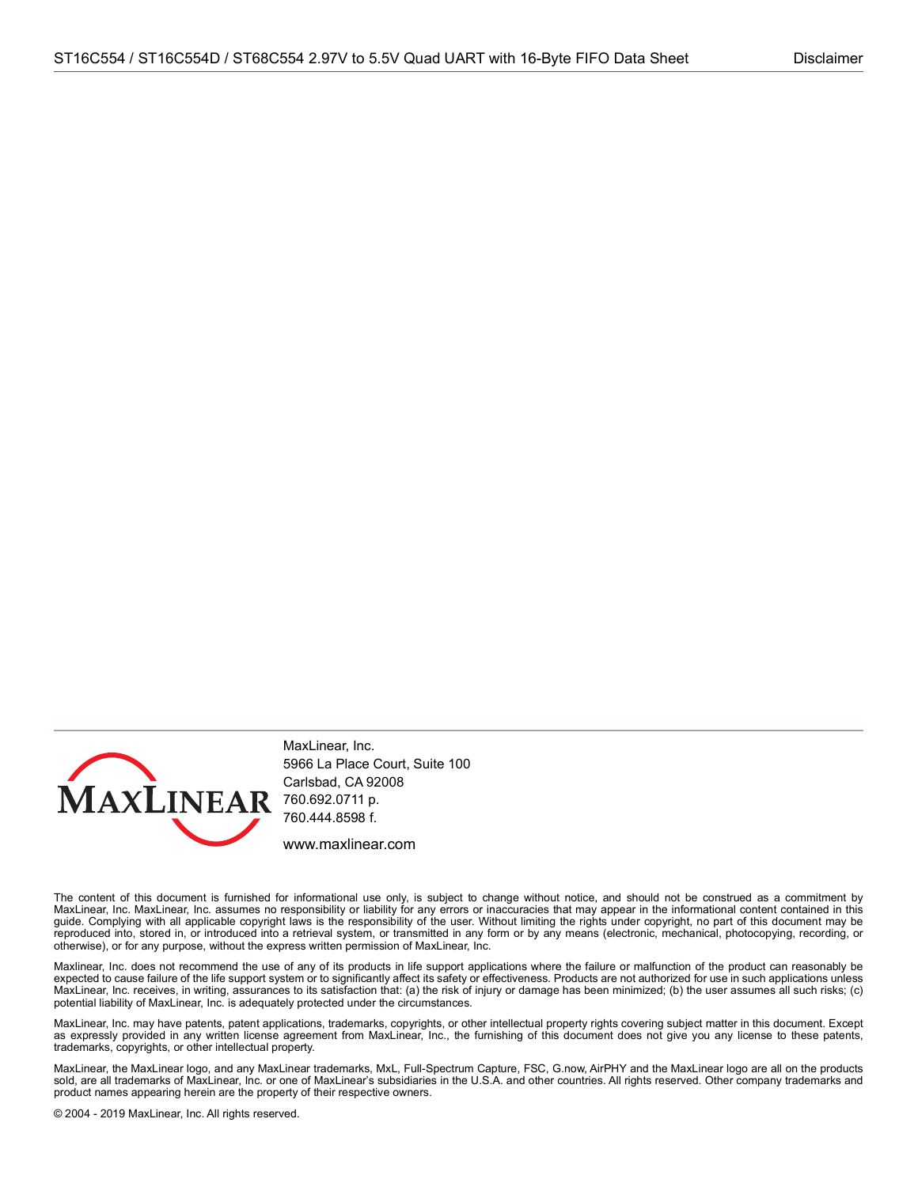MaxLinear, Inc.
5966 La Place Court, Suite 100
Carlsbad, CA 92008
760.692.0711 p.
760.444.8598 f.

www.maxlinear.com

The content of this document is furnished for informational use only, is subject to change without notice, and should not be construed as a commitment by MaxLinear, Inc. MaxLinear, Inc. assumes no responsibility or liability for any errors or inaccuracies that may appear in the informational content contained in this guide. Complying with all applicable copyright laws is the responsibility of the user. Without limiting the rights under copyright, no part of this document may be reproduced into, stored in, or introduced into a retrieval system, or transmitted in any form or by any means (electronic, mechanical, photocopying, recording, or otherwise), or for any purpose, without the express written permission of MaxLinear, Inc.

Maxlinear, Inc. does not recommend the use of any of its products in life support applications where the failure or malfunction of the product can reasonably be expected to cause failure of the life support system or to significantly affect its safety or effectiveness. Products are not authorized for use in such applications unless MaxLinear, Inc. receives, in writing, assurances to its satisfaction that: (a) the risk of injury or damage has been minimized; (b) the user assumes all such risks; (c) potential liability of MaxLinear, Inc. is adequately protected under the circumstances.

MaxLinear, Inc. may have patents, patent applications, trademarks, copyrights, or other intellectual property rights covering subject matter in this document. Except as expressly provided in any written license agreement from MaxLinear, Inc., the furnishing of this document does not give you any license to these patents, trademarks, copyrights, or other intellectual property.

MaxLinear, the MaxLinear logo, and any MaxLinear trademarks, MxL, Full-Spectrum Capture, FSC, G.now, AirPHY and the MaxLinear logo are all on the products sold, are all trademarks of MaxLinear, Inc. or one of MaxLinear's subsidiaries in the U.S.A. and other countries. All rights reserved. Other company trademarks and product names appearing herein are the property of their respective owners.

© 2004 - 2019 MaxLinear, Inc. All rights reserved.